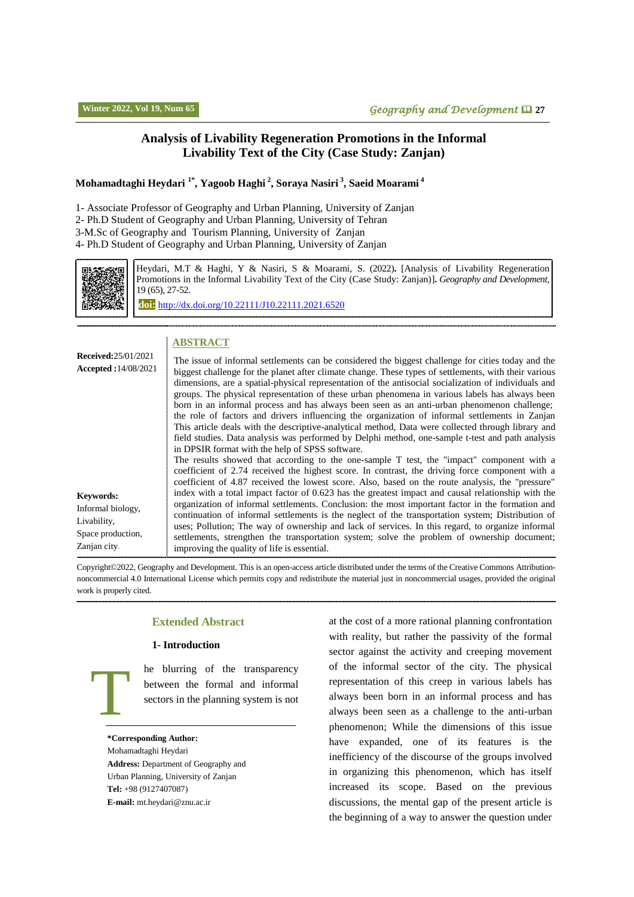# Analysis of Livability Regeneration Promotions in the Informal Livability Text of the City (Case Study: Zanjan)

**Mohamadtaghi Heydari [1*], Yagoob Haghi [2], Soraya Nasiri [3], Saeid Moarami [4]**

1- Associate Professor of Geography and Urban Planning, University of Zanjan
2- Ph.D Student of Geography and Urban Planning, University of Tehran
3-M.Sc of Geography and Tourism Planning, University of Zanjan
4- Ph.D Student of Geography and Urban Planning, University of Zanjan

Heydari, M.T & Haghi, Y & Nasiri, S & Moarami, S. (2022). [Analysis of Livability Regeneration Promotions in the Informal Livability Text of the City (Case Study: Zanjan)]. *Geography and Development*, 19 (65), 27-52.

**doi:** http://dx.doi.org/10.22111/J10.22111.2021.6520

**Received:** 25/01/2021
**Accepted:** 14/08/2021

## ABSTRACT

The issue of informal settlements can be considered the biggest challenge for cities today and the biggest challenge for the planet after climate change. These types of settlements, with their various dimensions, are a spatial-physical representation of the antisocial socialization of individuals and groups. The physical representation of these urban phenomena in various labels has always been born in an informal process and has always been seen as an anti-urban phenomenon challenge; the role of factors and drivers influencing the organization of informal settlements in Zanjan This article deals with the descriptive-analytical method, Data were collected through library and field studies. Data analysis was performed by Delphi method, one-sample t-test and path analysis in DPSIR format with the help of SPSS software.

The results showed that according to the one-sample T test, the "impact" component with a coefficient of 2.74 received the highest score. In contrast, the driving force component with a coefficient of 4.87 received the lowest score. Also, based on the route analysis, the "pressure" index with a total impact factor of 0.623 has the greatest impact and causal relationship with the organization of informal settlements. Conclusion: the most important factor in the formation and continuation of informal settlements is the neglect of the transportation system; Distribution of uses; Pollution; The way of ownership and lack of services. In this regard, to organize informal settlements, strengthen the transportation system; solve the problem of ownership document; improving the quality of life is essential.

**Keywords:** Informal biology, Livability, Space production, Zanjan city.

Copyright©2022, Geography and Development. This is an open-access article distributed under the terms of the Creative Commons Attribution-noncommercial 4.0 International License which permits copy and redistribute the material just in noncommercial usages, provided the original work is properly cited.

## Extended Abstract

### 1- Introduction

The blurring of the transparency between the formal and informal sectors in the planning system is not at the cost of a more rational planning confrontation with reality, but rather the passivity of the formal sector against the activity and creeping movement of the informal sector of the city. The physical representation of this creep in various labels has always been born in an informal process and has always been seen as a challenge to the anti-urban phenomenon; While the dimensions of this issue have expanded, one of its features is the inefficiency of the discourse of the groups involved in organizing this phenomenon, which has itself increased its scope. Based on the previous discussions, the mental gap of the present article is the beginning of a way to answer the question under

**\*Corresponding Author:**
Mohamadtaghi Heydari
**Address:** Department of Geography and Urban Planning, University of Zanjan
**Tel:** +98 (9127407087)
**E-mail:** mt.heydari@znu.ac.ir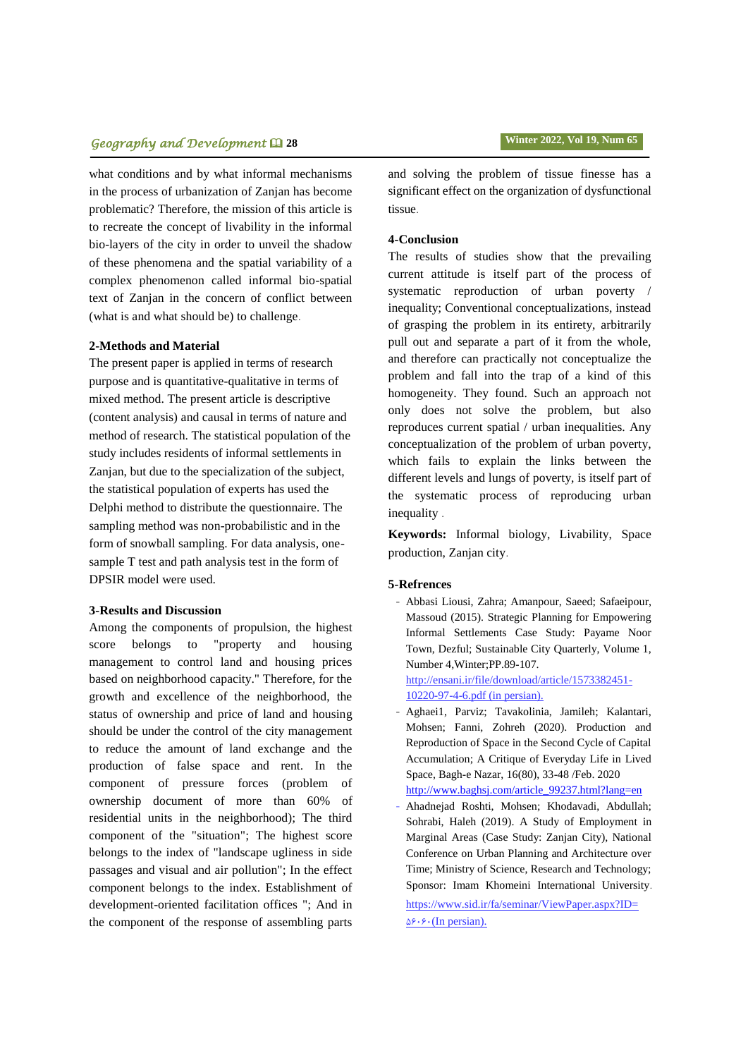what conditions and by what informal mechanisms in the process of urbanization of Zanjan has become problematic? Therefore, the mission of this article is to recreate the concept of livability in the informal bio-layers of the city in order to unveil the shadow of these phenomena and the spatial variability of a complex phenomenon called informal bio-spatial text of Zanjan in the concern of conflict between (what is and what should be) to challenge.

## 2-Methods and Material

The present paper is applied in terms of research purpose and is quantitative-qualitative in terms of mixed method. The present article is descriptive (content analysis) and causal in terms of nature and method of research. The statistical population of the study includes residents of informal settlements in Zanjan, but due to the specialization of the subject, the statistical population of experts has used the Delphi method to distribute the questionnaire. The sampling method was non-probabilistic and in the form of snowball sampling. For data analysis, one-sample T test and path analysis test in the form of DPSIR model were used.

## 3-Results and Discussion

Among the components of propulsion, the highest score belongs to "property and housing management to control land and housing prices based on neighborhood capacity." Therefore, for the growth and excellence of the neighborhood, the status of ownership and price of land and housing should be under the control of the city management to reduce the amount of land exchange and the production of false space and rent. In the component of pressure forces (problem of ownership document of more than 60% of residential units in the neighborhood); The third component of the "situation"; The highest score belongs to the index of "landscape ugliness in side passages and visual and air pollution"; In the effect component belongs to the index. Establishment of development-oriented facilitation offices "; And in the component of the response of assembling parts and solving the problem of tissue finesse has a significant effect on the organization of dysfunctional tissue.

## 4-Conclusion

The results of studies show that the prevailing current attitude is itself part of the process of systematic reproduction of urban poverty / inequality; Conventional conceptualizations, instead of grasping the problem in its entirety, arbitrarily pull out and separate a part of it from the whole, and therefore can practically not conceptualize the problem and fall into the trap of a kind of this homogeneity. They found. Such an approach not only does not solve the problem, but also reproduces current spatial / urban inequalities. Any conceptualization of the problem of urban poverty, which fails to explain the links between the different levels and lungs of poverty, is itself part of the systematic process of reproducing urban inequality .

**Keywords:** Informal biology, Livability, Space production, Zanjan city.

## 5-Refrences

- Abbasi Liousi, Zahra; Amanpour, Saeed; Safaeipour, Massoud (2015). Strategic Planning for Empowering Informal Settlements Case Study: Payame Noor Town, Dezful; Sustainable City Quarterly, Volume 1, Number 4,Winter;PP.89-107. http://ensani.ir/file/download/article/1573382451-10220-97-4-6.pdf (in persian).
- Aghaei1, Parviz; Tavakolinia, Jamileh; Kalantari, Mohsen; Fanni, Zohreh (2020). Production and Reproduction of Space in the Second Cycle of Capital Accumulation; A Critique of Everyday Life in Lived Space, Bagh-e Nazar, 16(80), 33-48 /Feb. 2020 http://www.baghsj.com/article_99237.html?lang=en
- Ahadnejad Roshti, Mohsen; Khodavadi, Abdullah; Sohrabi, Haleh (2019). A Study of Employment in Marginal Areas (Case Study: Zanjan City), National Conference on Urban Planning and Architecture over Time; Ministry of Science, Research and Technology; Sponsor: Imam Khomeini International University. https://www.sid.ir/fa/seminar/ViewPaper.aspx?ID=۵۶۰۶۰(In persian).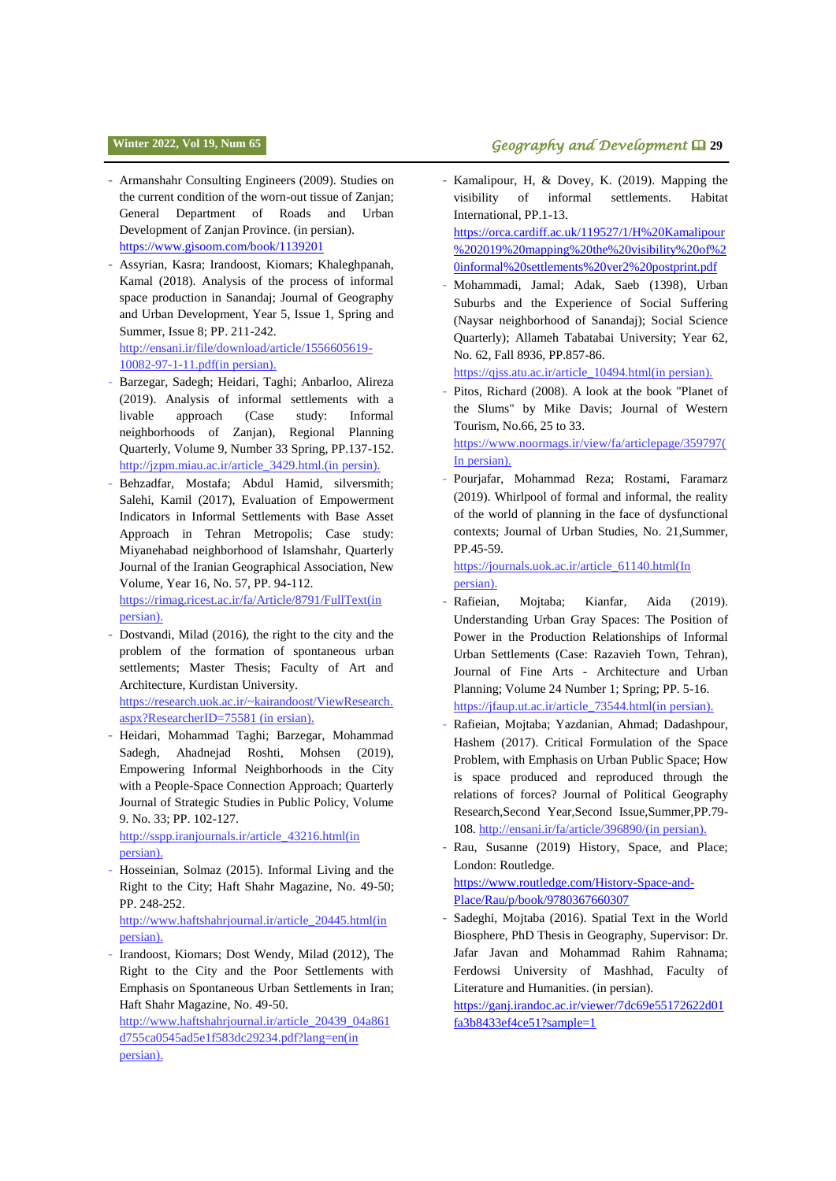- Armanshahr Consulting Engineers (2009). Studies on the current condition of the worn-out tissue of Zanjan; General Department of Roads and Urban Development of Zanjan Province. (in persian). https://www.gisoom.com/book/1139201
- Assyrian, Kasra; Irandoost, Kiomars; Khaleghpanah, Kamal (2018). Analysis of the process of informal space production in Sanandaj; Journal of Geography and Urban Development, Year 5, Issue 1, Spring and Summer, Issue 8; PP. 211-242. http://ensani.ir/file/download/article/1556605619-10082-97-1-11.pdf(in persian).
- Barzegar, Sadegh; Heidari, Taghi; Anbarloo, Alireza (2019). Analysis of informal settlements with a livable approach (Case study: Informal neighborhoods of Zanjan), Regional Planning Quarterly, Volume 9, Number 33 Spring, PP.137-152. http://jzpm.miau.ac.ir/article_3429.html.(in persin).
- Behzadfar, Mostafa; Abdul Hamid, silversmith; Salehi, Kamil (2017), Evaluation of Empowerment Indicators in Informal Settlements with Base Asset Approach in Tehran Metropolis; Case study: Miyanehabad neighborhood of Islamshahr, Quarterly Journal of the Iranian Geographical Association, New Volume, Year 16, No. 57, PP. 94-112. https://rimag.ricest.ac.ir/fa/Article/8791/FullText(in persian).
- Dostvandi, Milad (2016), the right to the city and the problem of the formation of spontaneous urban settlements; Master Thesis; Faculty of Art and Architecture, Kurdistan University. https://research.uok.ac.ir/~kairandoost/ViewResearch.aspx?ResearcherID=75581 (in ersian).
- Heidari, Mohammad Taghi; Barzegar, Mohammad Sadegh, Ahadnejad Roshti, Mohsen (2019), Empowering Informal Neighborhoods in the City with a People-Space Connection Approach; Quarterly Journal of Strategic Studies in Public Policy, Volume 9. No. 33; PP. 102-127. http://sspp.iranjournals.ir/article_43216.html(in persian).
- Hosseinian, Solmaz (2015). Informal Living and the Right to the City; Haft Shahr Magazine, No. 49-50; PP. 248-252. http://www.haftshahrjournal.ir/article_20445.html(in persian).
- Irandoost, Kiomars; Dost Wendy, Milad (2012), The Right to the City and the Poor Settlements with Emphasis on Spontaneous Urban Settlements in Iran; Haft Shahr Magazine, No. 49-50. http://www.haftshahrjournal.ir/article_20439_04a861d755ca0545ad5e1f583dc29234.pdf?lang=en(in persian).
- Kamalipour, H, & Dovey, K. (2019). Mapping the visibility of informal settlements. Habitat International, PP.1-13. https://orca.cardiff.ac.uk/119527/1/H%20Kamalipour%202019%20mapping%20the%20visibility%20of%20informal%20settlements%20ver2%20postprint.pdf
- Mohammadi, Jamal; Adak, Saeb (1398), Urban Suburbs and the Experience of Social Suffering (Naysar neighborhood of Sanandaj); Social Science Quarterly); Allameh Tabatabai University; Year 62, No. 62, Fall 8936, PP.857-86. https://qjss.atu.ac.ir/article_10494.html(in persian).
- Pitos, Richard (2008). A look at the book "Planet of the Slums" by Mike Davis; Journal of Western Tourism, No.66, 25 to 33. https://www.noormags.ir/view/fa/articlepage/359797(In persian).
- Pourjafar, Mohammad Reza; Rostami, Faramarz (2019). Whirlpool of formal and informal, the reality of the world of planning in the face of dysfunctional contexts; Journal of Urban Studies, No. 21,Summer, PP.45-59. https://journals.uok.ac.ir/article_61140.html(In persian).
- Rafieian, Mojtaba; Kianfar, Aida (2019). Understanding Urban Gray Spaces: The Position of Power in the Production Relationships of Informal Urban Settlements (Case: Razavieh Town, Tehran), Journal of Fine Arts - Architecture and Urban Planning; Volume 24 Number 1; Spring; PP. 5-16. https://jfaup.ut.ac.ir/article_73544.html(in persian).
- Rafieian, Mojtaba; Yazdanian, Ahmad; Dadashpour, Hashem (2017). Critical Formulation of the Space Problem, with Emphasis on Urban Public Space; How is space produced and reproduced through the relations of forces? Journal of Political Geography Research,Second Year,Second Issue,Summer,PP.79-108. http://ensani.ir/fa/article/396890/(in persian).
- Rau, Susanne (2019) History, Space, and Place; London: Routledge. https://www.routledge.com/History-Space-and-Place/Rau/p/book/9780367660307
- Sadeghi, Mojtaba (2016). Spatial Text in the World Biosphere, PhD Thesis in Geography, Supervisor: Dr. Jafar Javan and Mohammad Rahim Rahnama; Ferdowsi University of Mashhad, Faculty of Literature and Humanities. (in persian). https://ganj.irandoc.ac.ir/viewer/7dc69e55172622d01fa3b8433ef4ce51?sample=1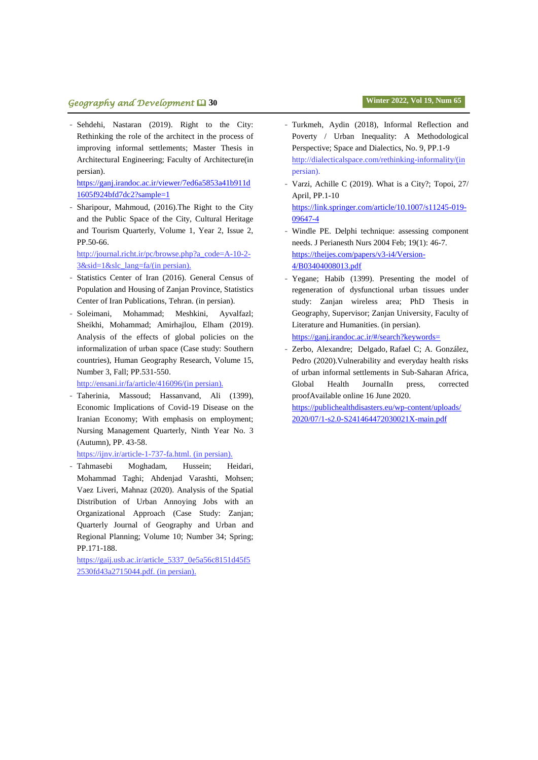- Sehdehi, Nastaran (2019). Right to the City: Rethinking the role of the architect in the process of improving informal settlements; Master Thesis in Architectural Engineering; Faculty of Architecture(in persian). https://ganj.irandoc.ac.ir/viewer/7ed6a5853a41b911d1605f924bfd7dc2?sample=1
- Sharipour, Mahmoud, (2016).The Right to the City and the Public Space of the City, Cultural Heritage and Tourism Quarterly, Volume 1, Year 2, Issue 2, PP.50-66. http://journal.richt.ir/pc/browse.php?a_code=A-10-2-3&sid=1&slc_lang=fa/(in persian).
- Statistics Center of Iran (2016). General Census of Population and Housing of Zanjan Province, Statistics Center of Iran Publications, Tehran. (in persian).
- Soleimani, Mohammad; Meshkini, Ayvalfazl; Sheikhi, Mohammad; Amirhajlou, Elham (2019). Analysis of the effects of global policies on the informalization of urban space (Case study: Southern countries), Human Geography Research, Volume 15, Number 3, Fall; PP.531-550. http://ensani.ir/fa/article/416096/(in persian).
- Taherinia, Massoud; Hassanvand, Ali (1399), Economic Implications of Covid-19 Disease on the Iranian Economy; With emphasis on employment; Nursing Management Quarterly, Ninth Year No. 3 (Autumn), PP. 43-58. https://ijnv.ir/article-1-737-fa.html. (in persian).
- Tahmasebi Moghadam, Hussein; Heidari, Mohammad Taghi; Ahdenjad Varashti, Mohsen; Vaez Liveri, Mahnaz (2020). Analysis of the Spatial Distribution of Urban Annoying Jobs with an Organizational Approach (Case Study: Zanjan; Quarterly Journal of Geography and Urban and Regional Planning; Volume 10; Number 34; Spring; PP.171-188. https://gaij.usb.ac.ir/article_5337_0e5a56c8151d45f52530fd43a2715044.pdf. (in persian).
- Turkmeh, Aydin (2018), Informal Reflection and Poverty / Urban Inequality: A Methodological Perspective; Space and Dialectics, No. 9, PP.1-9 http://dialecticalspace.com/rethinking-informality/(in persian).
- Varzi, Achille C (2019). What is a City?; Topoi, 27/April, PP.1-10 https://link.springer.com/article/10.1007/s11245-019-09647-4
- Windle PE. Delphi technique: assessing component needs. J Perianesth Nurs 2004 Feb; 19(1): 46-7. https://theijes.com/papers/v3-i4/Version-4/B03404008013.pdf
- Yegane; Habib (1399). Presenting the model of regeneration of dysfunctional urban tissues under study: Zanjan wireless area; PhD Thesis in Geography, Supervisor; Zanjan University, Faculty of Literature and Humanities. (in persian). https://ganj.irandoc.ac.ir/#/search?keywords=
- Zerbo, Alexandre; Delgado, Rafael C; A. González, Pedro (2020).Vulnerability and everyday health risks of urban informal settlements in Sub-Saharan Africa, Global Health JournalIn press, corrected proofAvailable online 16 June 2020. https://publichealthdisasters.eu/wp-content/uploads/2020/07/1-s2.0-S241464472030021X-main.pdf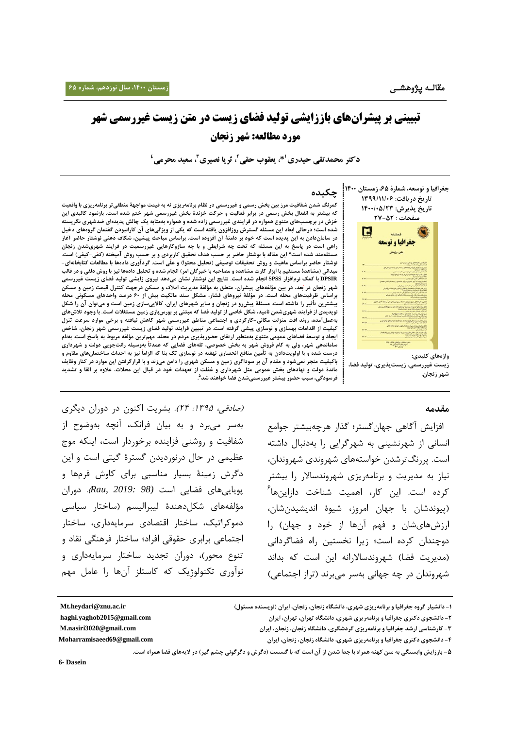مقاله پژوهشی

زمستان ۱۴۰۰، سال نوزدهم، شماره ۶۵

# تبیینی بر پیشران‌های باززایشی تولید فضای زیست در متن زیست غیررسمی شهر مورد مطالعه: شهر زنجان

**دکتر محمدتقی حیدری[۱]*، یعقوب حقی[۲]، ثریا نصیری[۳]، سعید محرمی[۴]**

جغرافیا و توسعه، شمارهٔ ۶۵، زمستان ۱۴۰۰
تاریخ دریافت: ۱۳۹۹/۱۱/۰۶
تاریخ پذیرش: ۱۴۰۰/۰۵/۲۳
صفحات: ۵۲-۲۷

## چکیده

کمرنگ شدن شفافیت مرز بین بخش رسمی و غیررسمی در نظام برنامه‌ریزی نه به قیمت مواجههٔ منطقی‌تر برنامه‌ریزی با واقعیت که بیشتر به انفعال بخش رسمی در برابر فعالیت و حرکت خزندهٔ بخش غیررسمی شهر ختم شده است. بازنمود کالبدی این خزش در برچسب‌های متنوع همواره در فرایندی غیررسمی زاده شده و همواره به‌مثابه یک چالش پدیده‌ای ضدشهری نگریسته شده است؛ درحالی ابعاد این مسئله گسترش روزافزون یافته است که یکی از ویژگی‌های آن کارانبودن گفتمان گروه‌های دخیل در سامان‌دادن به این پدیده است که خود بر دامنهٔ آن افزوده است. براساس مباحث پیشین، شکاف ذهنی نوشتار حاضر آغاز راهی است در پاسخ به این مسئله که تحت چه شرایطی و با چه سازوکارهایی غیررسمیت در فرایند شهری‌شدن زنجان مسئله‌مند شده است؟ این مقاله با نوشتار حاضر بر حسب هدف تحقیق کاربردی و بر حسب روش آمیخته (کمّی-کیفی) است. نوشتار حاضر براساس ماهیت و روش تحقیقات توصیفی (تحلیل محتوا) و علّی است. گردآوری داده‌ها با مطالعات کتابخانه‌ای- میدانی (مشاهدهٔ مستقیم با ابزار کارت مشاهده و مصاحبه با خبرگان امر) انجام شده و تحلیل داده‌ها نیز با روش دلفی و در قالب DPSIR با کمک نرم‌افزار SPSS انجام شده است. نتایج این نوشتار نشان می‌دهد نیروی زایشی تولید فضای زیست غیررسمی شهر زنجان در بُعد، در بین مؤلفه‌های پیشران، متعلق به مؤلفهٔ مدیریت املاک و مسکن درجهت کنترل قیمت زمین و مسکن براساس ظرفیت‌های محله است. در مؤلفهٔ نیروهای فشار، مشکل سند مالکیت بیش از ۶۰ درصد واحدهای مسکونی محله بیشترین تأثیر را داشته است. مسئلهٔ پیش‌رو در زنجان و سایر شهرهای ایران، کالایی‌سازی زمین است و می‌توان آن را شکل نوپدیدی از فرایند شهری‌شدن نامید، شکل خاصی از تولید فضا که مبتنی بر بورس‌بازی زمین مستغلات است. با وجود تلاش‌های به‌عمل‌آمده، روند افت منزلت مکانی-کارکردی و اجتماعی مناطق غیررسمی شهر کاهش نیافته و برخی موارد سرعت تنزل کیفیت از اقدامات بهسازی و نوسازی پیشی گرفته است. در تبیین فرایند تولید فضای زیست غیررسمی شهر زنجان، شاخص ایجاد و توسعهٔ فضاهای عمومی متنوع به‌منظور ارتقای حضورپذیری مردم در محله، مهم‌ترین مؤلفه مربوط به پاسخ است. به‌نام ساماندهی شهر، ولی به کام فروش شهر به بخش خصوصی، تله‌های فضایی که عمدتاً به‌وسیله رانت‌جویی دولت و شهرداری درست شده و با اولویت‌دادن به تأمین منافع انحصاری نهفته در نوسازی تک بنا که الزاماً نیز به احداث ساختمان‌های مقاوم و باکیفیت منجر نمی‌شود و مقدم آن بر سوداگری زمین و مسکن شهری را دامن می‌زند و با قرارگرفتن این موارد در کنار وظایف ماندهٔ دولت و نهادهای بخش عمومی مثل شهرداری و غفلت از تعهدات خود در قبال این محلات، علاوه بر القا و تشدید فرسودگی، سبب حضور بیشتر غیررسمی‌شدن فضا خواهند شد[۵].

**واژه‌های کلیدی:** زیست غیررسمی، زیست‌پذیری، تولید فضا، شهر زنجان.

## مقدمه

افزایش آگاهی جهان‌گستر؛ گذار هرچه‌بیشتر جوامع انسانی از شهرنشینی به شهرگرایی را به‌دنبال داشته است. پررنگ‌ترشدن خواسته‌های شهروندی شهروندان، نیاز به مدیریت و برنامه‌ریزی شهروندسالار را بیشتر کرده است. این کار، اهمیت شناخت دازاین‌ها[۶] (پیوندشان با جهان امروز، شیوهٔ اندیشیدن‌شان، ارزش‌های‌شان و فهم آن‌ها از خود و جهان) را دوچندان کرده است؛ زیرا نخستین راه فضاگردانی (مدیریت فضا) شهروندسالارانه این است که بداند شهروندان در چه جهانی به‌سر می‌برند (تراز اجتماعی) (صادقی، ۱۳۹۵: ۲۴). بشریت اکنون در دوران دیگری به‌سر می‌برد و به بیان فرانک، آنچه به‌وضوح از شفافیت و روشنی فزاینده برخوردار است، اینکه موج عظیمی در حال درنوردیدن گسترهٔ گیتی است و این دگرش زمینهٔ بسیار مناسبی برای کاوش فرم‌ها و پویایی‌های فضایی است (Rau, 2019: 98). دوران مؤلفه‌های شکل‌دهندهٔ لیبرالیسم (ساختار سیاسی دموکراتیک، ساختار اقتصادی سرمایه‌داری، ساختار اجتماعی برابری حقوقی افراد؛ ساختار فرهنگی نقاد و تنوع محور)، دوران تجدید ساختار سرمایه‌داری و نوآوری تکنولوژیک که کاستلز آن‌ها را عامل مهم

---

۱- دانشیار گروه جغرافیا و برنامه‌ریزی شهری، دانشگاه زنجان، زنجان، ایران (نویسنده مسئول) Mt.heydari@znu.ac.ir

۲- دانشجوی دکتری جغرافیا و برنامه‌ریزی شهری، دانشگاه تهران، تهران، ایران haghi.yaghob2015@gmail.com

۳- کارشناسی ارشد جغرافیا و برنامه‌ریزی گردشگری، دانشگاه زنجان، زنجان، ایران M.nasiri3020@gmail.com

۴- دانشجوی دکتری جغرافیا و برنامه‌ریزی شهری، دانشگاه زنجان، زنجان، ایران Moharramisaeed69@gmail.com

۵- باززایش وابستگی به متن کهنه همراه با جدا شدن از آن است که با گسست (دگرش و دگرگونی چشم گیر) در لایه‌های فضا همراه است.

6- Dasein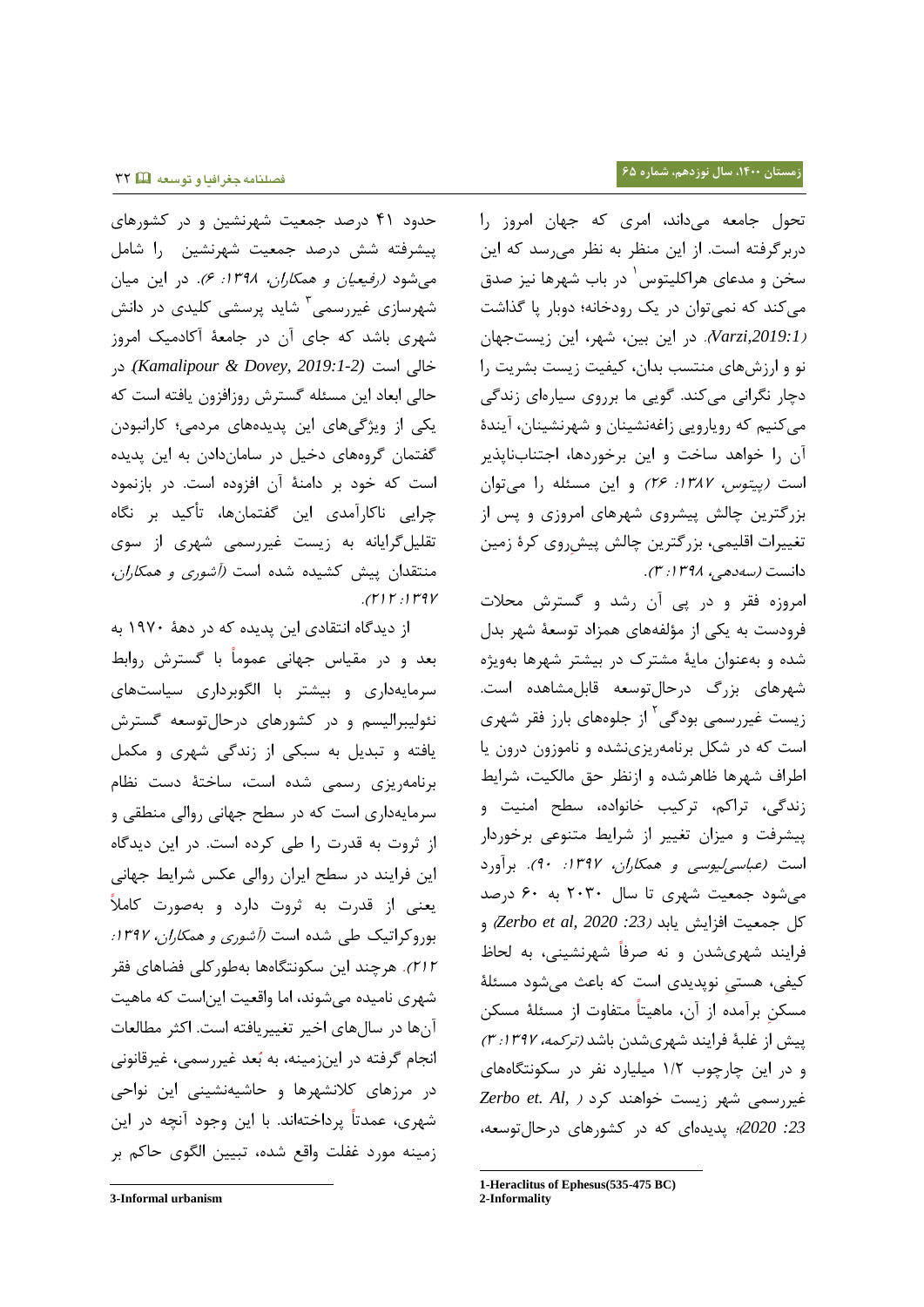تحول جامعه می‌داند، امری که جهان امروز را دربرگرفته است. از این منظر به نظر می‌رسد که این سخن و مدعای هراکلیتوس[1] در باب شهرها نیز صدق می‌کند که نمی‌توان در یک رودخانه؛ دوبار پا گذاشت *(Varzi,2019:1)*. در این بین، شهر، این زیست‌جهان نو و ارزش‌های منتسب بدان، کیفیت زیست بشریت را دچار نگرانی می‌کند. گویی ما برروی سیاره‌ای زندگی می‌کنیم که رویارویی زاغه‌نشینان و شهرنشینان، آیندهٔ آن را خواهد ساخت و این برخوردها، اجتناب‌ناپذیر است *(پیتوس، ۱۳۸۷: ۲۶)* و این مسئله را می‌توان بزرگترین چالش پیشروی شهرهای امروزی و پس از تغییرات اقلیمی، بزرگترین چالش پیش‌روی کرهٔ زمین دانست *(سه‌دهی، ۱۳۹۸: ۳)*.

امروزه فقر و در پی آن رشد و گسترش محلات فرودست به یکی از مؤلفه‌های همزاد توسعهٔ شهر بدل شده و به‌عنوان مایهٔ مشترک در بیشتر شهرها به‌ویژه شهرهای بزرگ درحال‌توسعه قابل‌مشاهده است. زیست غیررسمی بودگی[2] از جلوه‌های بارز فقر شهری است که در شکل برنامه‌ریزی‌نشده و ناموزون درون یا اطراف شهرها ظاهرشده و ازنظر حق مالکیت، شرایط زندگی، تراکم، ترکیب خانواده، سطح امنیت و پیشرفت و میزان تغییر از شرایط متنوعی برخوردار است *(عباسی‌لیوسی و همکاران، ۱۳۹۷: ۹۰)*. برآورد می‌شود جمعیت شهری تا سال ۲۰۳۰ به ۶۰ درصد کل جمعیت افزایش یابد *(Zerbo et al, 2020: 23)* و فرایند شهری‌شدن و نه صرفاً شهرنشینی، به لحاظ کیفی، هستیِ نوپدیدی است که باعث می‌شود مسئلهٔ مسکنِ برآمده از آن، ماهیتاً متفاوت از مسئلهٔ مسکن پیش از غلبهٔ فرایند شهری‌شدن باشد *(ترکمه، ۱۳۹۷: ۳)* و در این چارچوب ۱/۲ میلیارد نفر در سکونتگاه‌های غیررسمی شهر زیست خواهند کرد *(Zerbo et. Al, 2020: 23)*؛ پدیده‌ای که در کشورهای درحال‌توسعه، حدود ۴۱ درصد جمعیت شهرنشین و در کشورهای پیشرفته شش درصد جمعیت شهرنشین را شامل می‌شود *(رفیعیان و همکاران، ۱۳۹۸: ۶)*. در این میان شهرسازی غیررسمی[3] شاید پرسشی کلیدی در دانش شهری باشد که جای آن در جامعهٔ آکادمیک امروز خالی است *(Kamalipour & Dovey, 2019:1-2)*. در حالی ابعاد این مسئله گسترش روزافزون یافته است که یکی از ویژگی‌های این پدیده‌های مردمی؛ کارانبودن گفتمان گروه‌های دخیل در سامان‌دادن به این پدیده است که خود بر دامنهٔ آن افزوده است. در بازنمود چرایی ناکارآمدی این گفتمان‌ها، تأکید بر نگاه تقلیل‌گرایانه به زیست غیررسمی شهری از سوی منتقدان پیش کشیده شده است *(آشوری و همکاران، ۱۳۹۷: ۲۱۲)*.

از دیدگاه انتقادی این پدیده که در دهۀ ۱۹۷۰ به بعد و در مقیاس جهانی عموماً با گسترش روابط سرمایه‌داری و بیشتر با الگوبرداری سیاست‌های نئولیبرالیسم و در کشورهای درحال‌توسعه گسترش یافته و تبدیل به سبکی از زندگی شهری و مکمل برنامه‌ریزی رسمی شده است، ساختهٔ دست نظام سرمایه‌داری است که در سطح جهانی روالی منطقی و از ثروت به قدرت را طی کرده است. در این دیدگاه این فرایند در سطح ایران روالی عکس شرایط جهانی یعنی از قدرت به ثروت دارد و به‌صورت کاملاً بوروکراتیک طی شده است *(آشوری و همکاران، ۱۳۹۷: ۲۱۲)*. هرچند این سکونتگاه‌ها به‌طورکلی فضاهای فقر شهری نامیده می‌شوند، اما واقعیت این‌است که ماهیت آن‌ها در سال‌های اخیر تغییریافته است. اکثر مطالعات انجام گرفته در این‌زمینه، به بُعد غیررسمی، غیرقانونی در مرزهای کلانشهرها و حاشیه‌نشینی این نواحی شهری، عمدتاً پرداخته‌اند. با این وجود آنچه در این زمینه مورد غفلت واقع شده، تبیین الگوی حاکم بر

---

1-Heraclitus of Ephesus(535-475 BC)

2-Informality

3-Informal urbanism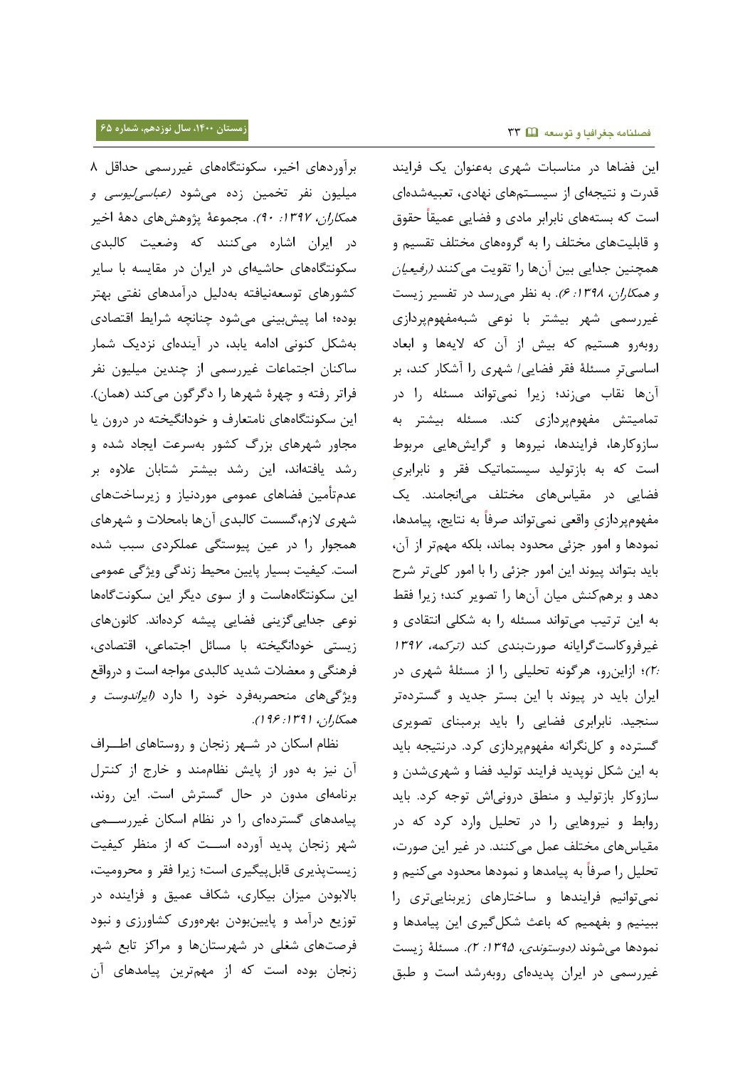این فضاها در مناسبات شهری به‌عنوان یک فرایند قدرت و نتیجه‌ای از سیستم‌های نهادی، تعبیه‌شده‌ای است که بسته‌های نابرابر مادی و فضایی عمیقاً حقوق و قابلیت‌های مختلف را به گروه‌های مختلف تقسیم و همچنین جدایی بین آن‌ها را تقویت می‌کنند *(رفیعیان و همکاران، ۱۳۹۸: ۶)*. به نظر می‌رسد در تفسیر زیست غیررسمی شهر بیشتر با نوعی شبه‌مفهوم‌پردازی روبه‌رو هستیم که بیش از آن که لایه‌ها و ابعاد اساسی‌تر مسئلهٔ فقر فضایی/ شهری را آشکار کند، بر آن‌ها نقاب می‌زند؛ زیرا نمی‌تواند مسئله را در تمامیتش مفهوم‌پردازی کند. مسئله بیشتر به سازوکارها، فرایندها، نیروها و گرایش‌هایی مربوط است که به بازتولید سیستماتیک فقر و نابرابری فضایی در مقیاس‌های مختلف می‌انجامند. یک مفهوم‌پردازیِ واقعی نمی‌تواند صرفاً به نتایج، پیامدها، نمودها و امور جزئی محدود بماند، بلکه مهم‌تر از آن، باید بتواند پیوند این امور جزئی را با امور کلی‌تر شرح دهد و برهم‌کنش میان آن‌ها را تصویر کند؛ زیرا فقط به این ترتیب می‌تواند مسئله را به شکلی انتقادی و غیرفروکاست‌گرایانه صورت‌بندی کند *(ترکمه، ۱۳۹۷: ۲)*؛ ازاین‌رو، هرگونه تحلیلی را از مسئلهٔ شهری در ایران باید در پیوند با این بستر جدید و گسترده‌تر سنجید. نابرابری فضایی را باید برمبنای تصویری گسترده و کل‌نگرانه مفهوم‌پردازی کرد. درنتیجه باید به این شکل نوپدید فرایند تولید فضا و شهری‌شدن و سازوکار بازتولید و منطق درونی‌اش توجه کرد. باید روابط و نیروهایی را در تحلیل وارد کرد که در مقیاس‌های مختلف عمل می‌کنند. در غیر این صورت، تحلیل را صرفاً به پیامدها و نمودها محدود می‌کنیم و نمی‌توانیم فرایندها و ساختارهای زیربنایی‌تری را ببینیم و بفهمیم که باعث شکل‌گیری این پیامدها و نمودها می‌شوند *(دوستوندی، ۱۳۹۵: ۲)*. مسئلهٔ زیست غیررسمی در ایران پدیده‌ای روبه‌رشد است و طبق برآوردهای اخیر، سکونتگاه‌های غیررسمی حداقل ۸ میلیون نفر تخمین زده می‌شود *(عباسی‌لیوسی و همکاران، ۱۳۹۷: ۹۰)*. مجموعهٔ پژوهش‌های دههٔ اخیر در ایران اشاره می‌کنند که وضعیت کالبدی سکونتگاه‌های حاشیه‌ای در ایران در مقایسه با سایر کشورهای توسعه‌نیافته به‌دلیل درآمدهای نفتی بهتر بوده؛ اما پیش‌بینی می‌شود چنانچه شرایط اقتصادی به‌شکل کنونی ادامه یابد، در آینده‌ای نزدیک شمار ساکنان اجتماعات غیررسمی از چندین میلیون نفر فراتر رفته و چهرهٔ شهرها را دگرگون می‌کند (همان). این سکونتگاه‌های نامتعارف و خودانگیخته در درون یا مجاور شهرهای بزرگ کشور به‌سرعت ایجاد شده و رشد یافته‌اند، این رشد بیشتر شتابان علاوه بر عدم‌تأمین فضاهای عمومی موردنیاز و زیرساخت‌های شهری لازم،گسست کالبدی آن‌ها بامحلات و شهرهای همجوار را در عین پیوستگی عملکردی سبب شده است. کیفیت بسیار پایین محیط زندگی ویژگی عمومی این سکونتگاه‌هاست و از سوی دیگر این سکونتگاه‌ها نوعی جدایی‌گزینی فضایی پیشه کرده‌اند. کانون‌های زیستی خودانگیخته با مسائل اجتماعی، اقتصادی، فرهنگی و معضلات شدید کالبدی مواجه است و درواقع ویژگی‌های منحصربه‌فرد خود را دارد *(ایراندوست و همکاران، ۱۳۹۱: ۱۹۶)*.

نظام اسکان در شهر زنجان و روستاهای اطراف آن نیز به دور از پایش نظام‌مند و خارج از کنترل برنامه‌ای مدون در حال گسترش است. این روند، پیامدهای گسترده‌ای را در نظام اسکان غیررسمی شهر زنجان پدید آورده است که از منظر کیفیت زیست‌پذیری قابل‌پیگیری است؛ زیرا فقر و محرومیت، بالابودن میزان بیکاری، شکاف عمیق و فزاینده در توزیع درآمد و پایین‌بودن بهره‌وری کشاورزی و نبود فرصت‌های شغلی در شهرستان‌ها و مراکز تابع شهر زنجان بوده است که از مهم‌ترین پیامدهای آن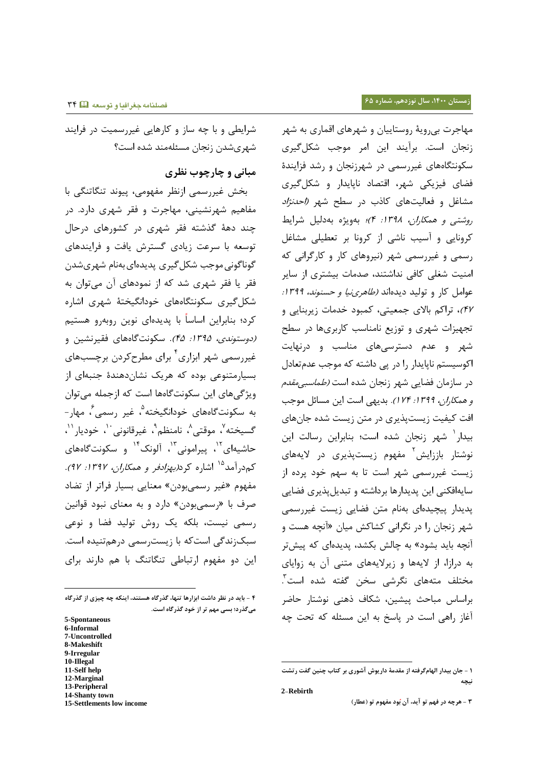مهاجرت بی‌رویهٔ روستاییان و شهرهای اقماری به شهر زنجان است. برآیند این امر موجب شکل‌گیری سکونتگاه‌های غیررسمی در شهرزنجان و رشد فزایندهٔ فضای فیزیکی شهر، اقتصاد ناپایدار و شکل‌گیری مشاغل و فعالیت‌های کاذب در سطح شهر *(احدنژاد روشتی و همکاران، ۱۳۹۸: ۴)*؛ به‌ویژه به‌دلیل شرایط کرونایی و آسیب ناشی از کرونا بر تعطیلی مشاغل رسمی و غیررسمی شهر (نیروهای کار و کارگرانی که امنیت شغلی کافی نداشتند، صدمات بیشتری از سایر عوامل کار و تولید دیده‌اند *(طاهری‌نیا و حسنوند، ۱۳۹۹: ۴۷)*، تراکم بالای جمعیتی، کمبود خدمات زیربنایی و تجهیزات شهری و توزیع نامناسب کاربری‌ها در سطح شهر و عدم دسترسی‌های مناسب و درنهایت اکوسیستم ناپایدار را در پی داشته که موجب عدم‌تعادل در سازمان فضایی شهر زنجان شده است *(طهماسبی‌مقدم و همکاران، ۱۳۹۹: ۱۷۴)*. بدیهی است این مسائل موجب افت کیفیت زیست‌پذیری در متن زیست شده جان‌های بیدار[1] شهر زنجان شده است؛ بنابراین رسالت این نوشتار باززایش[2] مفهوم زیست‌پذیری در لایه‌های زیست غیررسمی شهر است تا به سهم خود پرده از سایه‌افکنی این پدیدارها برداشته و تبدیل‌پذیری فضایی پدیدار پیچیده‌ای به‌نام متن فضایی زیست غیررسمی شهر زنجان را در نگرانی کشاکش میان «آنچه هست و آنچه باید بشود» به چالش بکشد، پدیده‌ای که پیش‌تر به درازا، از لایه‌ها و زیرلایه‌های متنی آن به زوایای مختلف مته‌های نگرشی سخن گفته شده است[3]. براساس مباحث پیشین، شکاف ذهنی نوشتار حاضر آغاز راهی است در پاسخ به این مسئله که تحت چه شرایطی و با چه ساز و کارهایی غیررسمیت در فرایند شهری‌شدن زنجان مسئله‌مند شده است؟

## مبانی و چارچوب نظری

بخش غیررسمی ازنظر مفهومی، پیوند تنگاتنگی با مفاهیم شهرنشینی، مهاجرت و فقر شهری دارد. در چند دههٔ گذشته فقر شهری در کشورهای درحال توسعه با سرعت زیادی گسترش یافت و فرایندهای گوناگونی موجب شکل‌گیری پدیده‌ای به‌نام شهری‌شدن فقر یا فقر شهری شد که از نمودهای آن می‌توان به شکل‌گیری سکونتگاه‌های خودانگیختهٔ شهری اشاره کرد؛ بنابراین اساساً با پدیده‌ای نوین روبه‌رو هستیم *(دوستوندی، ۱۳۹۵: ۴۵)*. سکونتگاه‌های فقیرنشین و غیررسمی شهر ابزاری[4] برای مطرح‌کردن برچسب‌های بسیارمتنوعی بوده که هریک نشان‌دهندهٔ جنبه‌ای از ویژگی‌های این سکونتگاه‌ها است که ازجمله می‌توان به سکونتگاه‌های خودانگیخته[5]، غیر رسمی[6]، مهار-گسیخته[7]، موقتی[8]، نامنظم[9]، غیرقانونی[10]، خودیار[11]، حاشیه‌ای[12]، پیرامونی[13]، آلونک[14] و سکونتگاه‌های کم‌درآمد[15] اشاره کرد*(بهزادفر و همکاران، ۱۳۹۷: ۹۷)*. مفهوم «غیر رسمی‌بودن» معنایی بسیار فراتر از تضاد صرف با «رسمی‌بودن» دارد و به معنای نبود قوانین رسمی نیست، بلکه یک روش تولید فضا و نوعی سبک‌زندگی است‌که با زیست‌رسمی درهم‌تنیده است. این دو مفهوم ارتباطی تنگاتنگ با هم دارند برای

---

۱ - جان بیدار الهام‌گرفته از مقدمهٔ داریوش آشوری بر کتاب چنین گفت زرتشت نیچه

2-Rebirth

۳ - هرچه در فهم تو آید، آن بُود مفهوم تو (عطار)

۴ - باید در نظر داشت ابزارها تنها، گذرگاه هستند، اینکه چه چیزی از گذرگاه می‌گذرد؛ بسی مهم تر از خود گذرگاه است.

5-Spontaneous
6-Informal
7-Uncontrolled
8-Makeshift
9-Irregular
10-Illegal
11-Self help
12-Marginal
13-Peripheral
14-Shanty town
15-Settlements low income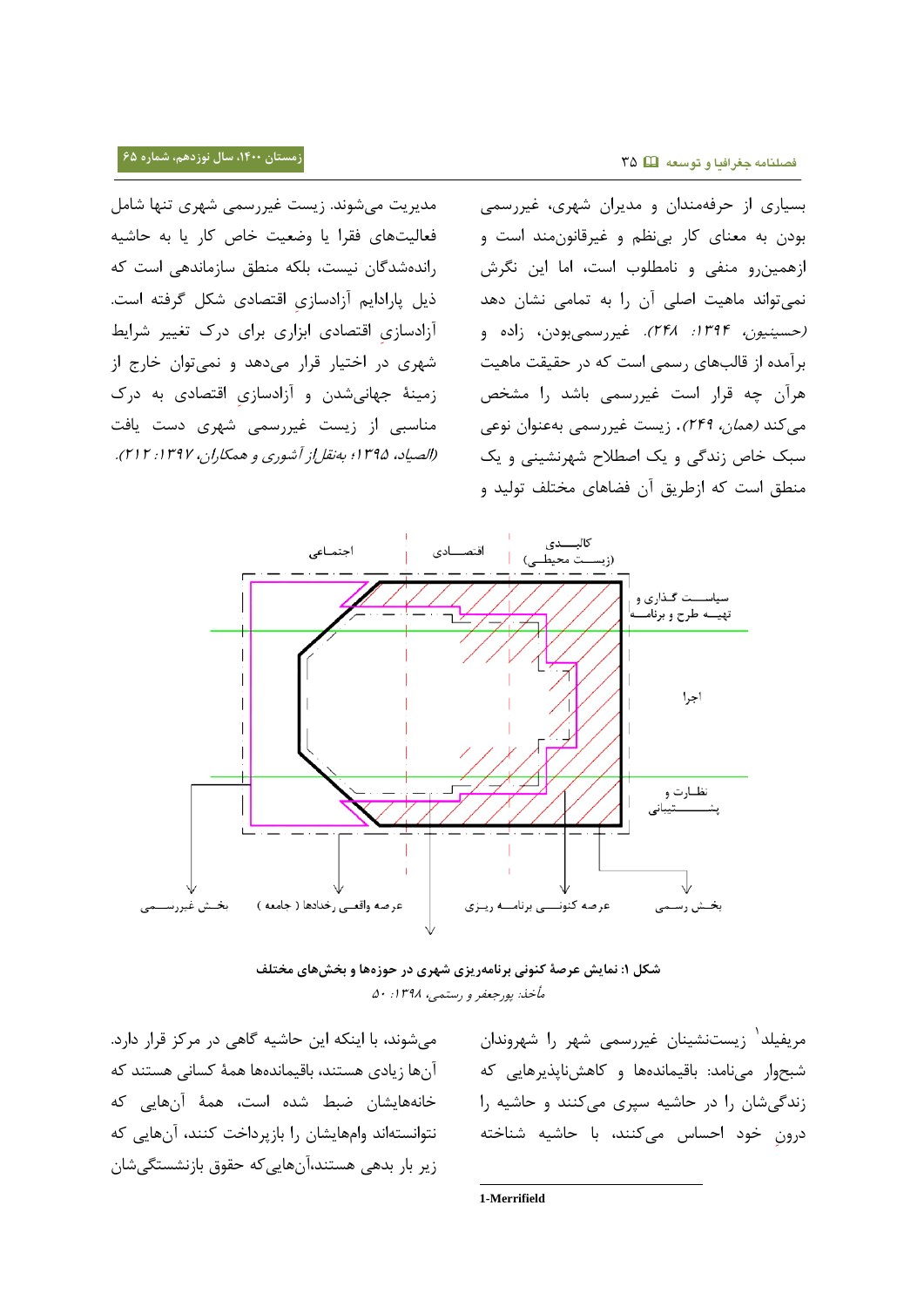بسیاری از حرفه‌مندان و مدیران شهری، غیررسمی بودن به معنای کار بی‌نظم و غیرقانون‌مند است و ازهمین‌رو منفی و نامطلوب است، اما این نگرش نمی‌تواند ماهیت اصلی آن را به تمامی نشان دهد *(حسینیون، ۱۳۹۴: ۲۴۸)*. غیررسمی‌بودن، زاده و برآمده از قالب‌های رسمی است که در حقیقت ماهیت هرآن چه قرار است غیررسمی باشد را مشخص می‌کند *(همان، ۲۴۹)*. زیست غیررسمی به‌عنوان نوعی سبک خاص زندگی و یک اصطلاح شهرنشینی و یک منطق است که ازطریق آن فضاهای مختلف تولید و مدیریت می‌شوند. زیست غیررسمی شهری تنها شامل فعالیت‌های فقرا یا وضعیت خاص کار یا به حاشیه رانده‌شدگان نیست، بلکه منطق سازماندهی است که ذیل پارادایم آزادسازیِ اقتصادی شکل گرفته است. آزادسازیِ اقتصادی ابزاری برای درک تغییر شرایط شهری در اختیار قرار می‌دهد و نمی‌توان خارج از زمینهٔ جهانی‌شدن و آزادسازیِ اقتصادی به درک مناسبی از زیست غیررسمی شهری دست یافت *(الصیاد، ۱۳۹۵؛ به‌نقل از آشوری و همکاران، ۱۳۹۷: ۲۱۲)*.

شکل ۱: نمایش عرصهٔ کنونی برنامه‌ریزی شهری در حوزه‌ها و بخش‌های مختلف

*مأخذ: پورجعفر و رستمی، ۱۳۹۸: ۵۰*

مریفیلد[1] زیست‌نشینان غیررسمی شهر را شهروندان شبحوار می‌نامد: باقیمانده‌ها و کاهش‌ناپذیرهایی که زندگی‌شان را در حاشیه سپری می‌کنند و حاشیه را درونِ خود احساس می‌کنند، با حاشیه شناخته می‌شوند، با اینکه این حاشیه گاهی در مرکز قرار دارد. آن‌ها زیادی هستند، باقیمانده‌ها همهٔ کسانی هستند که خانه‌هایشان ضبط شده است، همهٔ آن‌هایی که نتوانسته‌اند وام‌هایشان را بازپرداخت کنند، آن‌هایی که زیر بار بدهی هستند،آن‌هایی‌که حقوق بازنشستگی‌شان

1-Merrifield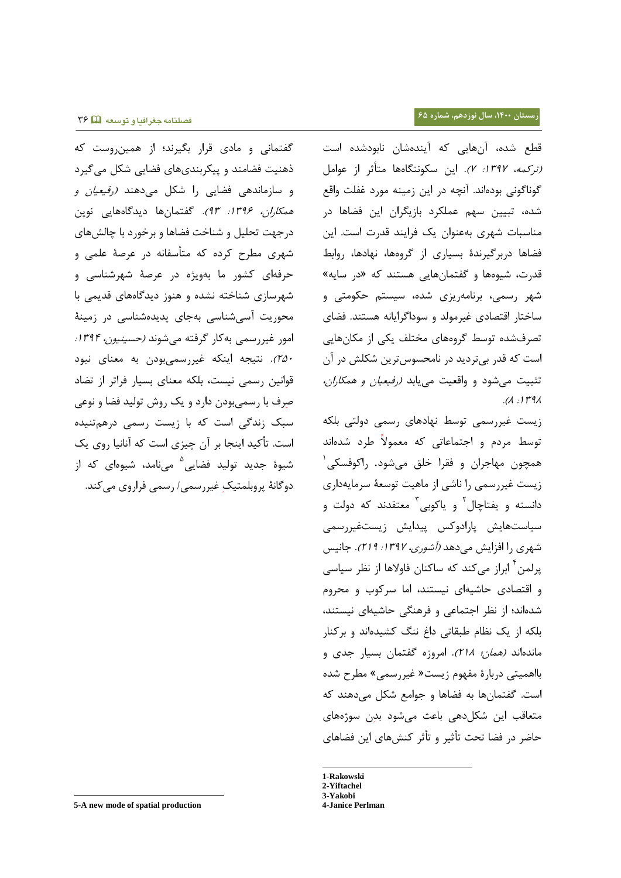قطع شده، آن‌هایی که آینده‌شان نابودشده است *(ترکمه، ۱۳۹۷: ۷)*. این سکونتگاه‌ها متأثر از عوامل گوناگونی بوده‌اند. آنچه در این زمینه مورد غفلت واقع شده، تبیین سهم عملکرد بازیگران این فضاها در مناسبات شهری به‌عنوان یک فرایند قدرت است. این فضاها دربرگیرندهٔ بسیاری از گروه‌ها، نهادها، روابط قدرت، شیوه‌ها و گفتمان‌هایی هستند که «در سایه» شهر رسمی، برنامه‌ریزی شده، سیستم حکومتی و ساختار اقتصادی غیرمولد و سوداگرایانه هستند. فضای تصرف‌شده توسط گروه‌های مختلف یکی از مکان‌هایی است که قدر بی‌تردید در نامحسوس‌ترین شکلش در آن تثبیت می‌شود و واقعیت می‌یابد *(رفیعیان و همکاران، ۱۳۹۸: ۸)*.

زیست غیررسمی توسط نهادهای رسمی دولتی بلکه توسط مردم و اجتماعاتی که معمولاً طرد شده‌اند همچون مهاجران و فقرا خلق می‌شود. راکوفسکی[1] زیست غیررسمی را ناشی از ماهیت توسعهٔ سرمایه‌داری دانسته و یفتاچال[2] و یاکوبی[3] معتقدند که دولت و سیاست‌هایش پارادوکس پیدایش زیست‌غیررسمی شهری را افزایش می‌دهد *(آشوری، ۱۳۹۷: ۲۱۹)*. جانیس پرلمن[4] ابراز می‌کند که ساکنان فاولاها از نظر سیاسی و اقتصادی حاشیه‌ای نیستند، اما سرکوب و محروم شده‌اند؛ از نظر اجتماعی و فرهنگی حاشیه‌ای نیستند، بلکه از یک نظام طبقاتی داغ ننگ کشیده‌اند و برکنار مانده‌اند *(همان؛ ۲۱۸)*. امروزه گفتمان بسیار جدی و بااهمیتی دربارهٔ مفهوم زیست« غیررسمی» مطرح شده است. گفتمان‌ها به فضاها و جوامع شکل می‌دهند که متعاقب این شکل‌دهی باعث می‌شود بدنِ سوژه‌های حاضر در فضا تحت تأثیر و تأثر کنش‌های این فضاهای گفتمانی و مادی قرار بگیرند؛ از همین‌روست که ذهنیت فضامند و پیکربندی‌های فضایی شکل می‌گیرد و سازماندهی فضایی را شکل می‌دهند *(رفیعیان و همکاران، ۱۳۹۶: ۹۳)*. گفتمان‌ها دیدگاه‌هایی نوین درجهت تحلیل و شناخت فضاها و برخورد با چالش‌های شهری مطرح کرده که متأسفانه در عرصهٔ علمی و حرفه‌ای کشور ما به‌ویژه در عرصهٔ شهرشناسی و شهرسازی شناخته نشده و هنوز دیدگاه‌های قدیمی با محوریت آسیب‌شناسی به‌جای پدیده‌شناسی در زمینهٔ امور غیررسمی به‌کار گرفته می‌شوند *(حسینیون، ۱۳۹۴: ۲۵۰)*. نتیجه اینکه غیررسمی‌بودن به معنای نبود قوانین رسمی نیست، بلکه معنای بسیار فراتر از تضاد صِرف با رسمی‌بودن دارد و یک روش تولید فضا و نوعی سبک زندگی است که با زیست رسمی درهم‌تنیده است. تأکید اینجا بر آن چیزی است که آنانیا روی یک شیوهٔ جدید تولید فضایی[5] می‌نامد، شیوه‌ای که از دوگانهٔ پروبلمتیکِ غیررسمی/ رسمی فراروی می‌کند.

---

1-Rakowski
2-Yiftachel
3-Yakobi
4-Janice Perlman
5-A new mode of spatial production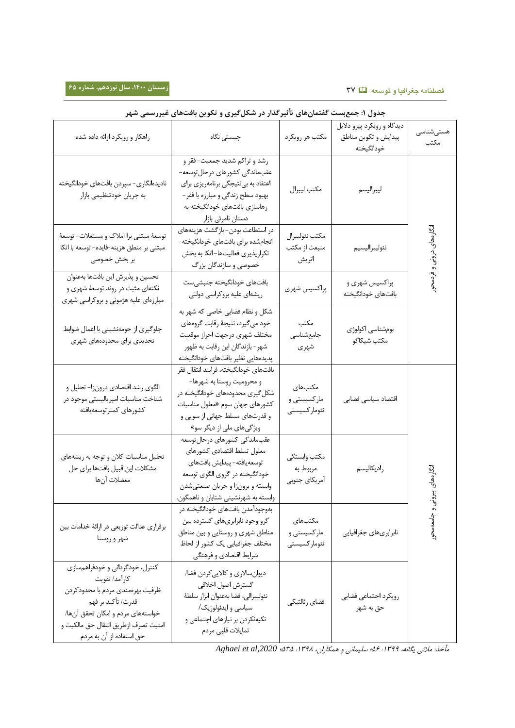**جدول ۱: جمع‌بست گفتمان‌های تأثیرگذار در شکل‌گیری و تکوین بافت‌های غیررسمی شهر**

| هستی‌شناسی مکتب | دیدگاه و رویکرد پیرو دلایل پیدایش و تکوین مناطق خودانگیخته | مکتب هر رویکرد | چیستی نگاه | راهکار و رویکرد ارائه داده شده |
| --- | --- | --- | --- | --- |
| انگاره‌های درونی و فردمحور | لیبرالیسم | مکتب لیبرال | رشد و تراکم شدید جمعیت- فقر و عقب‌ماندگی کشورهای درحال‌توسعه- اعتقاد به بی‌نتیجگی برنامه‌ریزی برای بهبود سطح زندگی و مبارزه با فقر- رهاسازی بافت‌های خودانگیخته به دستان نامرئی بازار | نادیده‌انگاری- سپردن بافت‌های خودانگیخته به جریان خودتنظیمی بازار |
| | نئولیبرالیسم | مکتب نئولیبرال منبعث از مکتب اتریش | در استطاعت بودن- بازگشت هزینه‌های انجام‌شده برای بافت‌های خودانگیخته- تکرارپذیری فعالیت‌ها- اتکا به بخش خصوصی و سازندگان بزرگ | توسعهٔ مبتنی برا املاک و مستغلات- توسعهٔ مبتنی بر منطق هزینه-فایده- توسعه با اتکا بر بخش خصوصی |
| | پراکسیس شهری و بافت‌های خودانگیخته | پراکسیس شهری | بافت‌های خودانگیخته جنبشی‌ست ریشه‌ای علیه بروکراسی دولتی | تحسین و پذیرش این بافت‌ها به‌عنوان نکته‌ای مثبت در روند توسعهٔ شهری و مبارزه‌ای علیه هژمونی و بروکراسی شهری |
| | بوم‌شناسی اکولوژی مکتب شیکاگو | مکتب جامع‌شناسی شهری | شکل و نظام فضایی خاصی که شهر به خود می‌گیرد، نتیجهٔ رقابت گروه‌های مختلف شهری درجهت احراز موقعیت شهر- بازندگان این رقابت به ظهور پدیده‌هایی نظیر بافت‌های خودانگیخته | جلوگیری از حومه‌نشینی با اعمال ضوابط تحدیدی برای محدوده‌های شهری |
| انگاره‌های بیرونی و جامعه‌محور | اقتصاد سیاسی فضایی | مکتب‌های مارکسیستی و نئومارکسیستی | بافت‌های خودانگیخته، فرایند انتقال فقر و محرومیت روستا به شهرها- شکل‌گیری محدوده‌های خودانگیخته در کشورهای جهان سوم «معلول مناسبات و قدرت‌های مسلط جهانی از سویی و ویژگی‌های ملی از دیگر سو» | الگوی رشد اقتصادی درون‌زا- تحلیل و شناخت مناسبات امپریالیستی موجود در کشورهای کمترتوسعه‌یافته |
| | رادیکالیسم | مکتب وابستگی مربوط به آمریکای جنوبی | عقب‌ماندگی کشورهای درحال‌توسعه معلول تسلط اقتصادی کشورهای توسعه‌یافته- پیدایش بافت‌های خودانگیخته در گروی الگوی توسعه وابسته و برونزا و جریان صنعتی‌شدن وابسته به شهرنشینی شتابان و ناهمگون. | تحلیل مناسبات کلان و توجه به ریشه‌های مشکلات این قبیل بافت‌ها برای حل معضلات آن‌ها |
| | نابرابری‌های جغرافیایی | مکتب‌های مارکسیستی و نئومارکسیستی | به‌وجودآمدن بافت‌های خودانگیخته در گرو وجود نابرابری‌های گسترده بین مناطق شهری و روستایی و بین مناطق مختلف جغرافیایی یک کشور از لحاظ شرایط اقتصادی و فرهنگی | برقراری عدالت توزیعی در ارائهٔ خدامات بین شهر و روستا |
| | رویکرد اجتماعی فضایی حق به شهر | فضای رئالتیکی | دیوان‌سالاری و کالایی‌کردن فضا/ گسترش اصول اخلاقی نئولیبرالی، فضا به‌عنوان ابزار سلطهٔ سیاسی و ایدئولوژیک/ تکیه‌نکردن بر نیازهای اجتماعی و تمایلات قلبی مردم | کنترل، خودگردانی و خودفراهم‌سازی کارآمد/ تقویت ظرفیت بهره‌مندی مردم با محدودکردن قدرت/ تأکید بر فهم خواسته‌های مردم و امکان تحقق آن‌ها/ امنیت تصرف ازطریق انتقال حق مالکیت و حق استفاده از آن به مردم |

*مأخذ: ملائی یگانه، ۱۳۹۹: ۵۶؛ سلیمانی و همکاران، ۱۳۹۸: ۵۳۵؛ Aghaei et al,2020*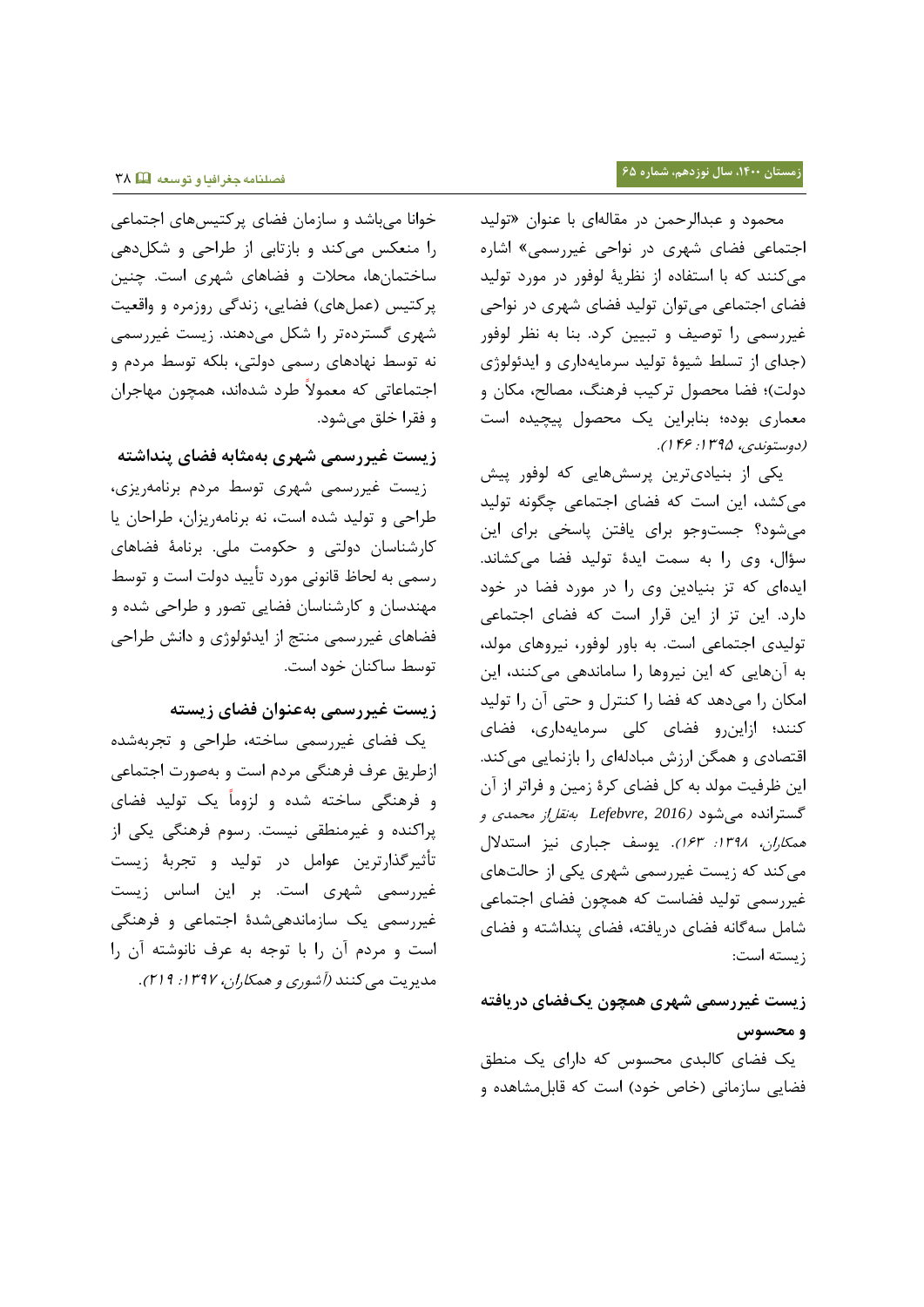محمود و عبدالرحمن در مقاله‌ای با عنوان «تولید اجتماعی فضای شهری در نواحی غیررسمی» اشاره می‌کنند که با استفاده از نظریهٔ لوفور در مورد تولید فضای اجتماعی می‌توان تولید فضای شهری در نواحی غیررسمی را توصیف و تبیین کرد. بنا به نظر لوفور (جدای از تسلط شیوهٔ تولید سرمایه‌داری و ایدئولوژی دولت)؛ فضا محصول ترکیب فرهنگ، مصالح، مکان و معماری بوده؛ بنابراین یک محصول پیچیده است *(دوستوندی، ۱۳۹۵: ۱۴۶)*.

یکی از بنیادی‌ترین پرسش‌هایی که لوفور پیش می‌کشد، این است که فضای اجتماعی چگونه تولید می‌شود؟ جست‌وجو برای یافتن پاسخی برای این سؤال، وی را به سمت ایدهٔ تولید فضا می‌کشاند. ایده‌ای که تز بنیادین وی را در مورد فضا در خود دارد. این تز از این قرار است که فضای اجتماعی تولیدی اجتماعی است. به باور لوفور، نیروهای مولد، به آن‌هایی که این نیروها را ساماندهی می‌کنند، این امکان را می‌دهد که فضا را کنترل و حتی آن را تولید کنند؛ ازاین‌رو فضای کلی سرمایه‌داری، فضای اقتصادی و همگن ارزش مبادله‌ای را بازنمایی می‌کند. این ظرفیت مولد به کل فضای کرهٔ زمین و فراتر از آن گسترانده می‌شود *(Lefebvre, 2016 به‌نقل‌از محمدی و همکاران، ۱۳۹۸: ۱۶۳)*. یوسف جباری نیز استدلال می‌کند که زیست غیررسمی شهری یکی از حالت‌های غیررسمی تولید فضاست که همچون فضای اجتماعی شامل سه‌گانه فضای دریافته، فضای پنداشته و فضای زیسته است:

### زیست غیررسمی شهری همچون یک‌فضای دریافته و محسوس

یک فضای کالبدی محسوس که دارای یک منطق فضایی سازمانی (خاص خود) است که قابل‌مشاهده و خوانا می‌باشد و سازمان فضای پرکتیس‌های اجتماعی را منعکس می‌کند و بازتابی از طراحی و شکل‌دهی ساختمان‌ها، محلات و فضاهای شهری است. چنین پرکتیس (عمل‌های) فضایی، زندگی روزمره و واقعیت شهری گسترده‌تر را شکل می‌دهند. زیست غیررسمی نه توسط نهادهای رسمی دولتی، بلکه توسط مردم و اجتماعاتی که معمولاً طرد شده‌اند، همچون مهاجران و فقرا خلق می‌شود.

### زیست غیررسمی شهری به‌مثابه فضای پنداشته

زیست غیررسمی شهری توسط مردم برنامه‌ریزی، طراحی و تولید شده است، نه برنامه‌ریزان، طراحان یا کارشناسان دولتی و حکومت ملی. برنامهٔ فضاهای رسمی به لحاظ قانونی مورد تأیید دولت است و توسط مهندسان و کارشناسان فضایی تصور و طراحی شده و فضاهای غیررسمی منتج از ایدئولوژی و دانش طراحی توسط ساکنان خود است.

### زیست غیررسمی به‌عنوان فضای زیسته

یک فضای غیررسمی ساخته، طراحی و تجربه‌شده ازطریق عرف فرهنگی مردم است و به‌صورت اجتماعی و فرهنگی ساخته شده و لزوماً یک تولید فضای پراکنده و غیرمنطقی نیست. رسوم فرهنگی یکی از تأثیرگذارترین عوامل در تولید و تجربهٔ زیست غیررسمی شهری است. بر این اساس زیست غیررسمی یک سازماندهی‌شدهٔ اجتماعی و فرهنگی است و مردم آن را با توجه به عرف نانوشته آن را مدیریت می‌کنند *(آشوری و همکاران، ۱۳۹۷: ۲۱۹)*.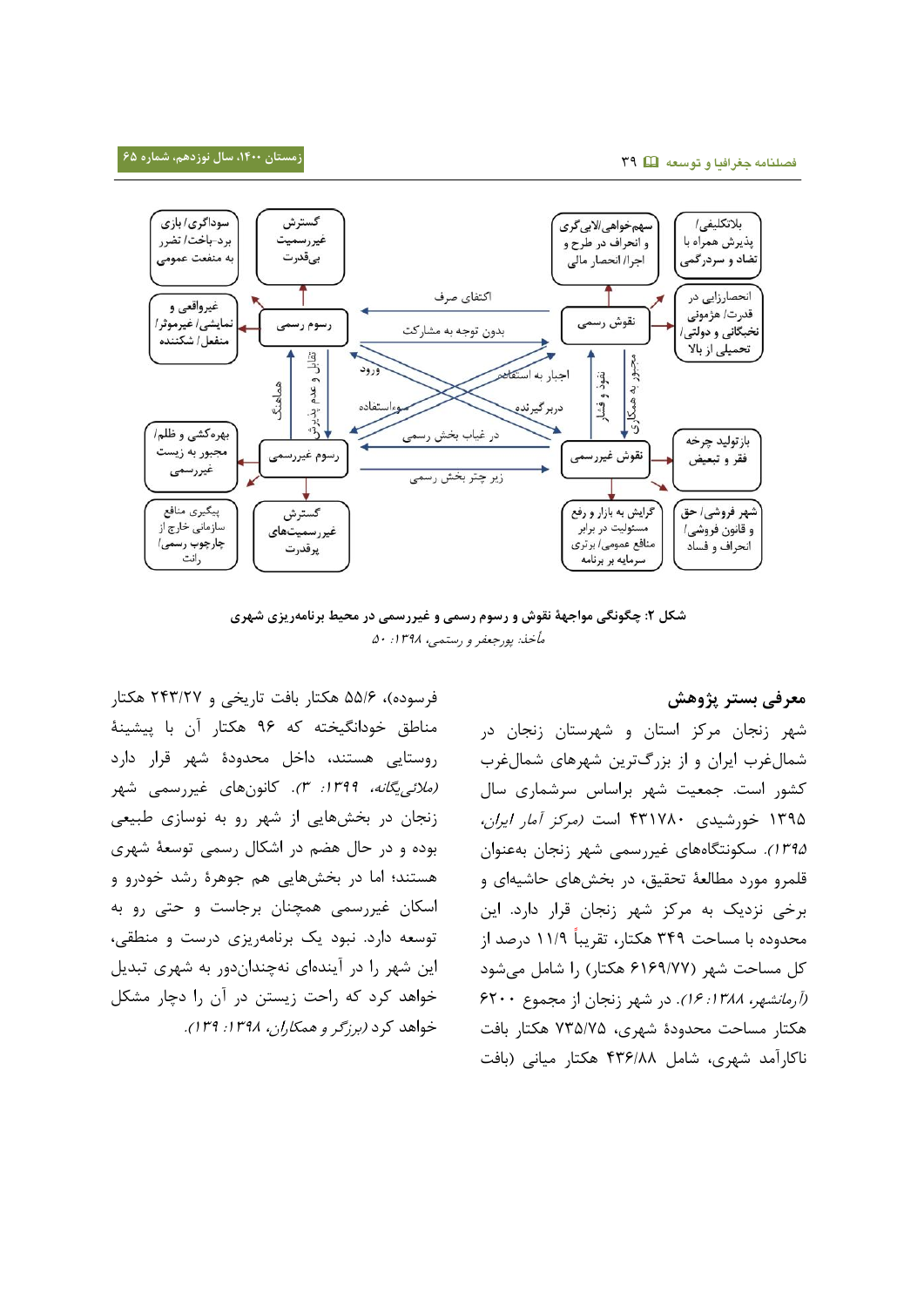**شکل ۲: چگونگی مواجهۀ نقوش و رسوم رسمی و غیررسمی در محیط برنامه‌ریزی شهری**

*مأخذ: پورجعفر و رستمی، ۱۳۹۸: ۵۰*

## معرفی بستر پژوهش

شهر زنجان مرکز استان و شهرستان زنجان در شمال‌غرب ایران و از بزرگ‌ترین شهرهای شمال‌غرب کشور است. جمعیت شهر براساس سرشماری سال ۱۳۹۵ خورشیدی ۴۳۱۷۸۰ است *(مرکز آمار ایران، ۱۳۹۵)*. سکونتگاه‌های غیررسمی شهر زنجان به‌عنوان قلمرو مورد مطالعۀ تحقیق، در بخش‌های حاشیه‌ای و برخی نزدیک به مرکز شهر زنجان قرار دارد. این محدوده با مساحت ۳۴۹ هکتار، تقریباً ۱۱/۹ درصد از کل مساحت شهر (۶۱۶۹/۷۷ هکتار) را شامل می‌شود *(آرمانشهر، ۱۳۸۸: ۱۶)*. در شهر زنجان از مجموع ۶۲۰۰ هکتار مساحت محدودۀ شهری، ۷۳۵/۷۵ هکتار بافت ناکارآمد شهری، شامل ۴۳۶/۸۸ هکتار میانی (بافت فرسوده)، ۵۵/۶ هکتار بافت تاریخی و ۲۴۳/۲۷ هکتار مناطق خودانگیخته که ۹۶ هکتار آن با پیشینۀ روستایی هستند، داخل محدودۀ شهر قرار دارد *(ملائی‌یگانه، ۱۳۹۹: ۳)*. کانون‌های غیررسمی شهر زنجان در بخش‌هایی از شهر رو به نوسازی طبیعی بوده و در حال هضم در اشکال رسمی توسعۀ شهری هستند؛ اما در بخش‌هایی هم جوهرۀ رشد خودرو و اسکان غیررسمی همچنان برجاست و حتی رو به توسعه دارد. نبود یک برنامه‌ریزی درست و منطقی، این شهر را در آینده‌ای نه‌چندان‌دور به شهری تبدیل خواهد کرد که راحت زیستن در آن را دچار مشکل خواهد کرد *(برزگر و همکاران، ۱۳۹۸: ۱۳۹)*.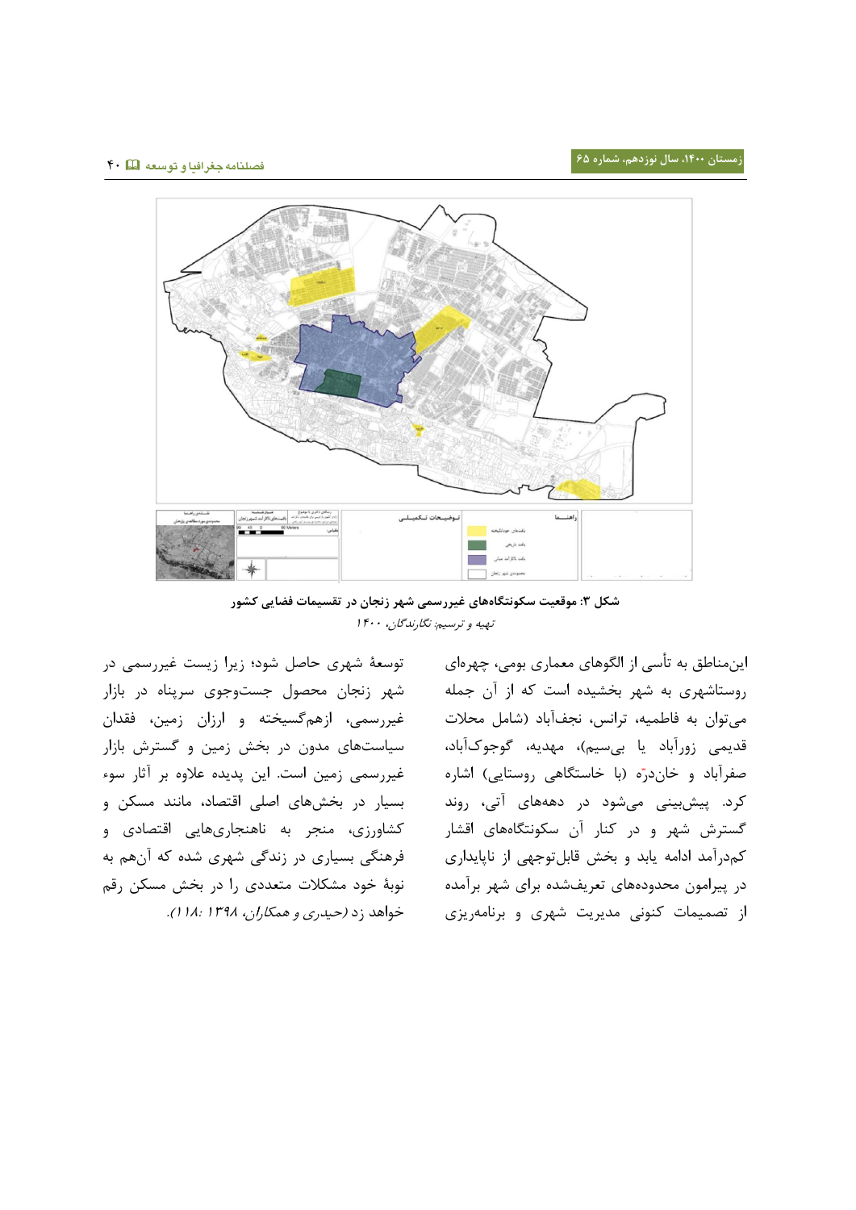شکل ۳: موقعیت سکونتگاه‌های غیررسمی شهر زنجان در تقسیمات فضایی کشور

*تهیه و ترسیم: نگارندگان، ۱۴۰۰*

این‌مناطق به تأسی از الگوهای معماری بومی، چهره‌ای روستاشهری به شهر بخشیده است که از آن جمله می‌توان به فاطمیه، ترانس، نجف‌آباد (شامل محلات قدیمی زورآباد یا بی‌سیم)، مهدیه، گوجوک‌آباد، صفرآباد و خان‌درّه (با خاستگاهی روستایی) اشاره کرد. پیش‌بینی می‌شود در دهه‌های آتی، روند گسترش شهر و در کنار آن سکونتگاه‌های اقشار کم‌درآمد ادامه یابد و بخش قابل‌توجهی از ناپایداری در پیرامون محدوده‌های تعریف‌شده برای شهر برآمده از تصمیمات کنونی مدیریت شهری و برنامه‌ریزی توسعهٔ شهری حاصل شود؛ زیرا زیست غیررسمی در شهر زنجان محصول جست‌وجوی سرپناه در بازار غیررسمی، ازهم‌گسیخته و ارزان زمین، فقدان سیاست‌های مدون در بخش زمین و گسترش بازار غیررسمی زمین است. این پدیده علاوه بر آثار سوء بسیار در بخش‌های اصلی اقتصاد، مانند مسکن و کشاورزی، منجر به ناهنجاری‌هایی اقتصادی و فرهنگی بسیاری در زندگی شهری شده که آن‌هم به نوبهٔ خود مشکلات متعددی را در بخش مسکن رقم خواهد زد *(حیدری و همکاران، ۱۳۹۸: ۱۱۸)*.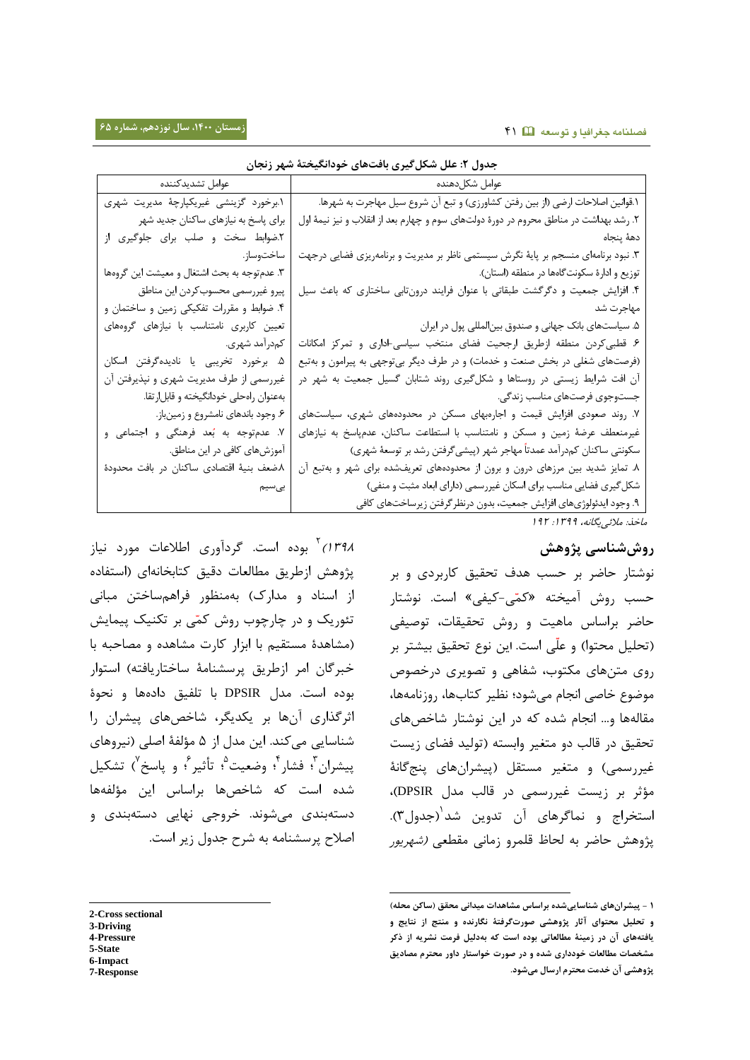**جدول ۲: علل شکل‌گیری بافت‌های خودانگیختهٔ شهر زنجان**

| عوامل شکل‌دهنده | عوامل تشدیدکننده |
|---|---|
| ۱.قوانین اصلاحات ارضی (از بین رفتن کشاورزی) و تبع آن شروع سیل مهاجرت به شهرها. | ۱.برخورد گزینشی غیریکپارچهٔ مدیریت شهری برای پاسخ به نیازهای ساکنان جدید شهر |
| ۲. رشد بهداشت در مناطق محروم در دورهٔ دولت‌های سوم و چهارم بعد از انقلاب و نیز نیمهٔ اول دههٔ پنجاه | ۲.ضوابط سخت و صلب برای جلوگیری از ساخت‌وساز. |
| ۳. نبود برنامه‌ای منسجم بر پایهٔ نگرش سیستمی ناظر بر مدیریت و برنامه‌ریزی فضایی درجهت توزیع و ادارهٔ سکونت‌گاه‌ها در منطقه (استان). | ۳. عدم‌توجه به بحث اشتغال و معیشت این گروه‌ها پیرو غیررسمی محسوب‌کردن این مناطق |
| ۴. افزایش جمعیت و دگرگشت طبقاتی با عنوان فرایند درون‌تابی ساختاری که باعث سیل مهاجرت شد | ۴. ضوابط و مقررات تفکیکی زمین و ساختمان و تعیین کاربری نامتناسب با نیازهای گروه‌های کم‌درآمد شهری. |
| ۵. سیاست‌های بانک جهانی و صندوق بین‌المللی پول در ایران | ۵. برخورد تخریبی یا نادیده‌گرفتن اسکان غیررسمی از طرف مدیریت شهری و نپذیرفتن آن به‌عنوان راه‌حلی خودانگیخته و قابل‌ارتقا. |
| ۶. قطبی‌کردن منطقه ازطریق ارجحیت فضای منتخب سیاسی-اداری و تمرکز امکانات (فرصت‌های شغلی در بخش صنعت و خدمات) و در طرف دیگر بی‌توجهی به پیرامون و به‌تبع آن افت شرایط زیستی در روستاها و شکل‌گیری روند شتابان گسیل جمعیت به شهر در جست‌وجوی فرصت‌های مناسب زندگی. | ۶.وجود باندهای نامشروع و زمین‌باز. |
| ۷. روند صعودی افزایش قیمت و اجاره‌بهای مسکن در محدوده‌های شهری، سیاست‌های غیرمنعطف عرضهٔ زمین و مسکن و نامتناسب با استطاعت ساکنان، عدم‌پاسخ به نیازهای سکونتی ساکنان کم‌درآمد عمدتاً مهاجر شهر (پیشی‌گرفتن رشد بر توسعهٔ شهری) | ۷. عدم‌توجه به بُعد فرهنگی و اجتماعی و آموزش‌های کافی در این مناطق. |
| ۸. تمایز شدید بین مرزهای درون و برون از محدوده‌های تعریف‌شده برای شهر و به‌تبع آن شکل‌گیری فضایی مناسب برای اسکان غیررسمی (دارای ابعاد مثبت و منفی) | ۸.ضعف بنیهٔ اقتصادی ساکنان در بافت محدودهٔ بی‌سیم |
| ۹. وجود ایدئولوژی‌های افزایش جمعیت، بدون درنظرگرفتن زیرساخت‌های کافی | |

*مأخذ: ملائی‌یگانه، ۱۳۹۹: ۱۹۲*

## روش‌شناسی پژوهش

نوشتار حاضر بر حسب هدف تحقیق کاربردی و بر حسب روش آمیخته «کمّی-کیفی» است. نوشتار حاضر براساس ماهیت و روش تحقیقات، توصیفی (تحلیل محتوا) و علّی است. این نوع تحقیق بیشتر روی متن‌های مکتوب، شفاهی و تصویری درخصوص موضوع خاصی انجام می‌شود؛ نظیر کتاب‌ها، روزنامه‌ها، مقاله‌ها و... انجام شده که در این نوشتار شاخص‌های تحقیق در قالب دو متغیر وابسته (تولید فضای زیست غیررسمی) و متغیر مستقل (پیشران‌های پنج‌گانهٔ مؤثر بر زیست غیررسمی در قالب مدل DPSIR)، استخراج و نماگرهای آن تدوین شد[1](جدول۳). پژوهش حاضر به لحاظ قلمرو زمانی مقطعی *(شهریور ۱۳۹۸)*[2] بوده است. گردآوری اطلاعات مورد نیاز پژوهش ازطریق مطالعات دقیق کتابخانه‌ای (استفاده از اسناد و مدارک) به‌منظور فراهم‌ساختن مبانی تئوریک و در چارچوب روش کمّی بر تکنیک پیمایش (مشاهدهٔ مستقیم با ابزار کارت مشاهده و مصاحبه با خبرگان امر ازطریق پرسشنامهٔ ساختاریافته) استوار بوده است. مدل DPSIR با تلفیق داده‌ها و نحوهٔ اثرگذاری آن‌ها بر یکدیگر، شاخص‌های پیشران را شناسایی می‌کند. این مدل از ۵ مؤلفهٔ اصلی (نیروهای پیشران[3]؛ فشار[4]؛ وضعیت[5]؛ تأثیر[6]؛ و پاسخ[7]) تشکیل شده است که شاخص‌ها براساس این مؤلفه‌ها دسته‌بندی می‌شوند. خروجی نهایی دسته‌بندی و اصلاح پرسشنامه به شرح جدول زیر است.

---

۱ - پیشران‌های شناسایی‌شده براساس مشاهدات میدانی محقق (ساکن محله) و تحلیل محتوای آثار پژوهشی صورت‌گرفتهٔ نگارنده و منتج از نتایج و یافته‌های آن در زمینهٔ مطالعاتی بوده است که به‌دلیل فرمت نشریه از ذکر مشخصات مطالعات خودداری شده و در صورت خواستار داور محترم مصادیق پژوهشی آن خدمت محترم ارسال می‌شود.

2-Cross sectional
3-Driving
4-Pressure
5-State
6-Impact
7-Response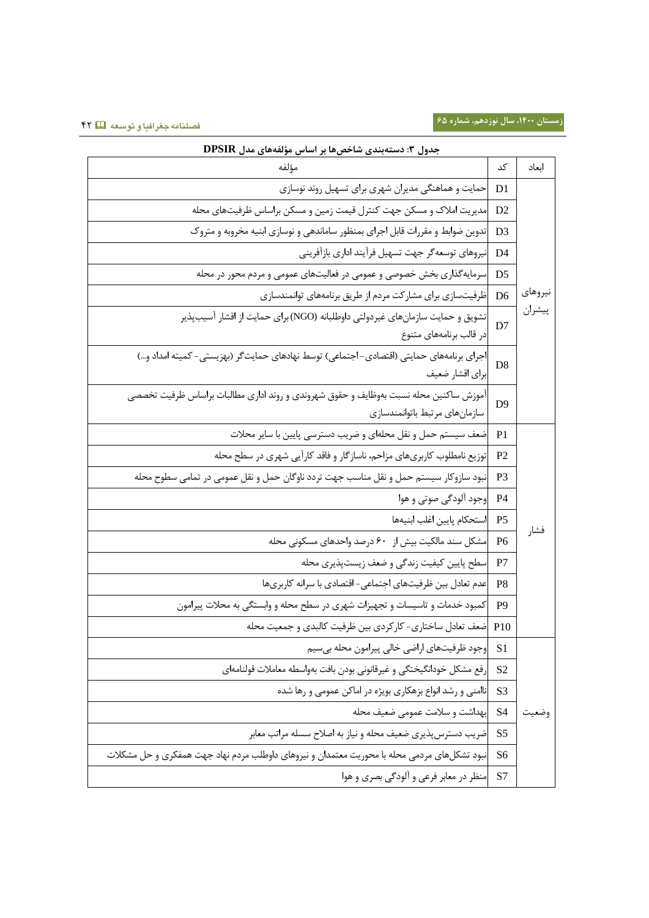جدول ۳: دسته‌بندی شاخص‌ها بر اساس مؤلفه‌های مدل DPSIR

| ابعاد | کد | مؤلفه |
| --- | --- | --- |
| نیروهای پیشران | D1 | حمایت و هماهنگی مدیران شهری برای تسهیل روند نوسازی |
| | D2 | مدیریت املاک و مسکن جهت کنترل قیمت زمین و مسکن براساس ظرفیت‌های محله |
| | D3 | تدوین ضوابط و مقررات قابل اجرای بمنظور ساماندهی و نوسازی ابنیه مخروبه و متروک |
| | D4 | نیروهای توسعه‌گر جهت تسهیل فرآیند اداری بازآفرینی |
| | D5 | سرمایه‌گذاری بخش خصوصی و عمومی در فعالیت‌های عمومی و مردم محور در محله |
| | D6 | ظرفیت‌سازی برای مشارکت مردم از طریق برنامه‌های توانمندسازی |
| | D7 | تشویق و حمایت سازمان‌های غیردولتی داوطلبانه (NGO) برای حمایت از اقشار آسیب‌پذیر در قالب برنامه‌های متنوع |
| | D8 | اجرای برنامه‌های حمایتی (اقتصادی- اجتماعی) توسط نهادهای حمایت‌گر (بهزیستی- کمیته امداد و...) برای اقشار ضعیف |
| | D9 | آموزش ساکنین محله نسبت به‌وظایف و حقوق شهروندی و روند اداری مطالبات براساس ظرفیت تخصصی سازمان‌های مرتبط باتوانمندسازی |
| فشار | P1 | ضعف سیستم حمل و نقل محله‌ای و ضریب دسترسی پایین با سایر محلات |
| | P2 | توزیع نامطلوب کاربری‌های مزاحم، ناسازگار و فاقد کارآیی شهری در سطح محله |
| | P3 | نبود سازوکار سیستم حمل و نقل مناسب جهت تردد ناوگان حمل و نقل عمومی در تمامی سطوح محله |
| | P4 | وجود آلودگی صوتی و هوا |
| | P5 | استحکام پایین اغلب ابنیه‌ها |
| | P6 | مشکل سند مالکیت بیش از ۶۰ درصد واحدهای مسکونی محله |
| | P7 | سطح پایین کیفیت زندگی و ضعف زیست‌پذیری محله |
| | P8 | عدم تعادل بین ظرفیت‌های اجتماعی- اقتصادی با سرانه کاربری‌ها |
| | P9 | کمبود خدمات و تاسیسات و تجهیزات شهری در سطح محله و وابستگی به محلات پیرامون |
| | P10 | ضعف تعادل ساختاری- کارکردی بین ظرفیت کالبدی و جمعیت محله |
| وضعیت | S1 | وجود ظرفیت‌های اراضی خالی پیرامون محله بی‌سیم |
| | S2 | رفع مشکل خودانگیختگی و غیرقانونی بودن بافت به‌واسطه معاملات قولنامه‌ای |
| | S3 | ناامنی و رشد انواع بزهکاری بویژه در اماکن عمومی و رها شده |
| | S4 | بهداشت و سلامت عمومی ضعیف محله |
| | S5 | ضریب دسترس‌پذیری ضعیف محله و نیاز به اصلاح سسله مراتب معابر |
| | S6 | نبود تشکل‌های مردمی محله با محوریت معتمدان و نیروهای داوطلب مردم نهاد جهت همفکری و حل مشکلات |
| | S7 | منظر در معابر فرعی و آلودگی بصری و هوا |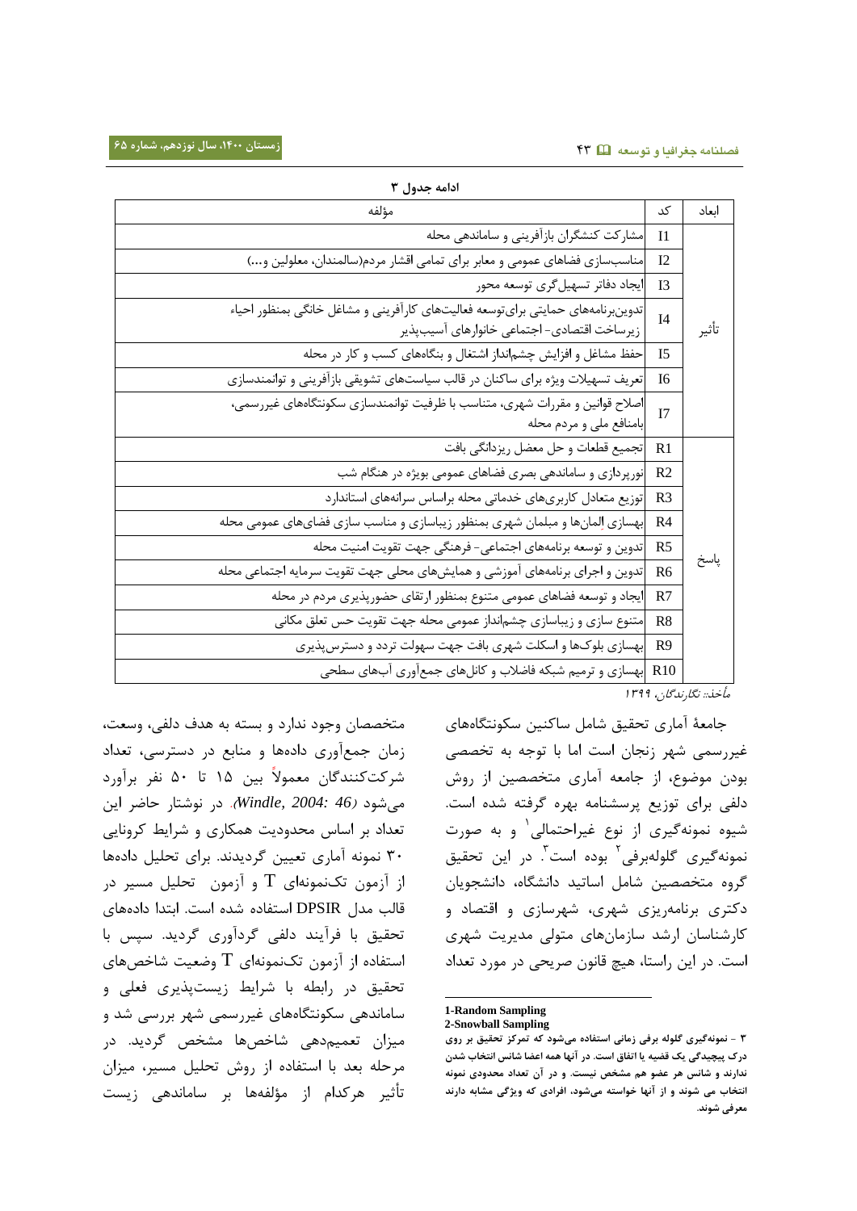**ادامه جدول ۳**

| ابعاد | کد | مؤلفه |
|---|---|---|
| تأثیر | I1 | مشارکت کنشگران بازآفرینی و ساماندهی محله |
| | I2 | مناسب‌سازی فضاهای عمومی و معابر برای تمامی اقشار مردم(سالمندان، معلولین و...) |
| | I3 | ایجاد دفاتر تسهیل‌گری توسعه محور |
| | I4 | تدوین‌برنامه‌های حمایتی برای‌توسعه فعالیت‌های کارآفرینی و مشاغل خانگی بمنظور احیاء زیرساخت اقتصادی- اجتماعی خانوارهای آسیب‌پذیر |
| | I5 | حفظ مشاغل و افزایش چشم‌انداز اشتغال و بنگاه‌های کسب و کار در محله |
| | I6 | تعریف تسهیلات ویژه برای ساکنان در قالب سیاست‌های تشویقی بازآفرینی و توانمندسازی |
| | I7 | اصلاح قوانین و مقررات شهری، متناسب با ظرفیت توانمندسازی سکونتگاه‌های غیررسمی، بامنافع ملی و مردم محله |
| پاسخ | R1 | تجمیع قطعات و حل معضل ریزدانگی بافت |
| | R2 | نورپردازی و ساماندهی بصری فضاهای عمومی بویژه در هنگام شب |
| | R3 | توزیع متعادل کاربری‌های خدماتی محله براساس سرانه‌های استاندارد |
| | R4 | بهسازی اِلمان‌ها و مبلمان شهری بمنظور زیباسازی و مناسب سازی فضای‌های عمومی محله |
| | R5 | تدوین و توسعه برنامه‌های اجتماعی- فرهنگی جهت تقویت امنیت محله |
| | R6 | تدوین و اجرای برنامه‌های آموزشی و همایش‌های محلی جهت تقویت سرمایه اجتماعی محله |
| | R7 | ایجاد و توسعه فضاهای عمومی متنوع بمنظور ارتقای حضورپذیری مردم در محله |
| | R8 | متنوع سازی و زیباسازی چشم‌انداز عمومی محله جهت تقویت حس تعلق مکانی |
| | R9 | بهسازی بلوک‌ها و اسکلت شهری بافت جهت سهولت تردد و دسترس‌پذیری |
| | R10 | بهسازی و ترمیم شبکه فاضلاب و کانال‌های جمع‌آوری آب‌های سطحی |

*مأخذ: نگارندگان، ۱۳۹۹*

جامعهٔ آماری تحقیق شامل ساکنین سکونتگاه‌های غیررسمی شهر زنجان است اما با توجه به تخصصی بودن موضوع، از جامعه آماری متخصصین از روش دلفی برای توزیع پرسشنامه بهره گرفته شده است. شیوه نمونه‌گیری از نوع غیراحتمالی[1] و به صورت نمونه‌گیری گلوله‌برفی[2] بوده است[3]. در این تحقیق گروه متخصصین شامل اساتید دانشگاه، دانشجویان دکتری برنامه‌ریزی شهری، شهرسازی و اقتصاد و کارشناسان ارشد سازمان‌های متولی مدیریت شهری است. در این راستا، هیچ قانون صریحی در مورد تعداد متخصصان وجود ندارد و بسته به هدف دلفی، وسعت، زمان جمع‌آوری داده‌ها و منابع در دسترسی، تعداد شرکت‌کنندگان معمولاً بین ۱۵ تا ۵۰ نفر برآورد می‌شود *(Windle, 2004: 46)*. در نوشتار حاضر این تعداد بر اساس محدودیت همکاری و شرایط کرونایی ۳۰ نمونه آماری تعیین گردیدند. برای تحلیل داده‌ها از آزمون تک‌نمونه‌ای T و آزمون تحلیل مسیر در قالب مدل DPSIR استفاده شده است. ابتدا داده‌های تحقیق با فرآیند دلفی گردآوری گردید. سپس با استفاده از آزمون تک‌نمونه‌ای T وضعیت شاخص‌های تحقیق در رابطه با شرایط زیست‌پذیری فعلی و ساماندهی سکونتگاه‌های غیررسمی شهر بررسی شد و میزان تعمیم‌دهی شاخص‌ها مشخص گردید. در مرحله بعد با استفاده از روش تحلیل مسیر، میزان تأثیر هرکدام از مؤلفه‌ها بر ساماندهی زیست

---

1-Random Sampling

2-Snowball Sampling

۳ - نمونه‌گیری گلوله برفی زمانی استفاده می‌شود که تمرکز تحقیق بر روی درک پیچیدگی یک قضیه یا اتفاق است. در آنها همه اعضا شانس انتخاب شدن ندارند و شانس هر عضو هم مشخص نیست. و در آن تعداد محدودی نمونه انتخاب می شوند و از آنها خواسته می‌شود، افرادی که ویژگی مشابه دارند معرفی شوند.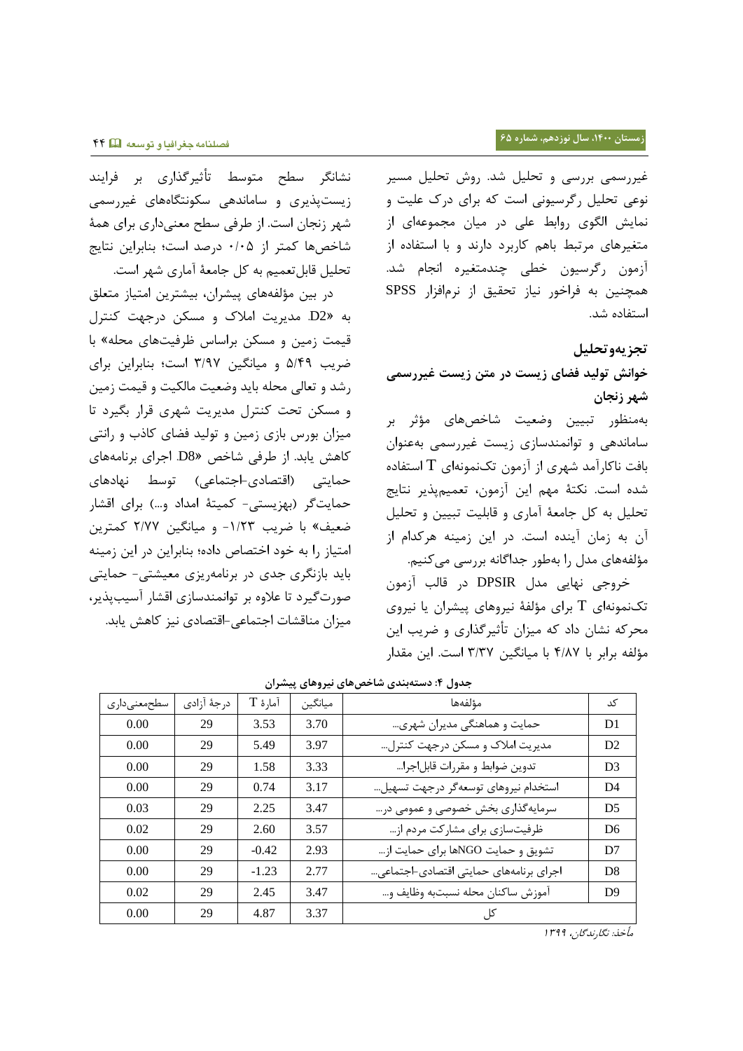غیررسمی بررسی و تحلیل شد. روش تحلیل مسیر نوعی تحلیل رگرسیونی است که برای درک علیت و نمایش الگوی روابط علی در میان مجموعه‌ای از متغیرهای مرتبط باهم کاربرد دارند و با استفاده از آزمون رگرسیون خطی چندمتغیره انجام شد. همچنین به فراخور نیاز تحقیق از نرم‌افزار SPSS استفاده شد.

## تجزیه‌وتحلیل

### خوانش تولید فضای زیست در متن زیست غیررسمی شهر زنجان

به‌منظور تبیین وضعیت شاخص‌های مؤثر بر ساماندهی و توانمندسازی زیست غیررسمی به‌عنوان بافت ناکارآمد شهری از آزمون تک‌نمونه‌ای T استفاده شده است. نکتهٔ مهم این آزمون، تعمیم‌پذیر نتایج تحلیل به کل جامعهٔ آماری و قابلیت تبیین و تحلیل آن به زمان آینده است. در این زمینه هرکدام از مؤلفه‌های مدل را به‌طور جداگانه بررسی می‌کنیم.

خروجی نهایی مدل DPSIR در قالب آزمون تک‌نمونه‌ای T برای مؤلفهٔ نیروهای پیشران یا نیروی محرکه نشان داد که میزان تأثیرگذاری و ضریب این مؤلفه برابر با ۴/۸۷ با میانگین ۳/۳۷ است. این مقدار نشانگر سطح متوسط تأثیرگذاری بر فرایند زیست‌پذیری و ساماندهی سکونتگاه‌های غیررسمی شهر زنجان است. از طرفی سطح معنی‌داری برای همهٔ شاخص‌ها کمتر از ۰/۰۵ درصد است؛ بنابراین نتایج تحلیل قابل‌تعمیم به کل جامعهٔ آماری شهر است.

در بین مؤلفه‌های پیشران، بیشترین امتیاز متعلق به «D2. مدیریت املاک و مسکن درجهت کنترل قیمت زمین و مسکن براساس ظرفیت‌های محله» با ضریب ۵/۴۹ و میانگین ۳/۹۷ است؛ بنابراین برای رشد و تعالی محله باید وضعیت مالکیت و قیمت زمین و مسکن تحت کنترل مدیریت شهری قرار بگیرد تا میزان بورس بازی زمین و تولید فضای کاذب و رانتی کاهش یابد. از طرفی شاخص «D8. اجرای برنامه‌های حمایتی (اقتصادی-اجتماعی) توسط نهادهای حمایت‌گر (بهزیستی- کمیتهٔ امداد و...) برای اقشار ضعیف» با ضریب ۱/۲۳- و میانگین ۲/۷۷ کمترین امتیاز را به خود اختصاص داده؛ بنابراین در این زمینه باید بازنگری جدی در برنامه‌ریزی معیشتی- حمایتی صورت‌گیرد تا علاوه بر توانمندسازی اقشار آسیب‌پذیر، میزان مناقشات اجتماعی-اقتصادی نیز کاهش یابد.

**جدول ۴: دسته‌بندی شاخص‌های نیروهای پیشران**

| کد | مؤلفه‌ها | میانگین | آمارهٔ T | درجهٔ آزادی | سطح‌معنی‌داری |
|---|---|---|---|---|---|
| D1 | حمایت و هماهنگی مدیران شهری... | 3.70 | 3.53 | 29 | 0.00 |
| D2 | مدیریت املاک و مسکن درجهت کنترل... | 3.97 | 5.49 | 29 | 0.00 |
| D3 | تدوین ضوابط و مقررات قابل‌اجرا... | 3.33 | 1.58 | 29 | 0.00 |
| D4 | استخدام نیروهای توسعه‌گر درجهت تسهیل... | 3.17 | 0.74 | 29 | 0.00 |
| D5 | سرمایه‌گذاری بخش خصوصی و عمومی در... | 3.47 | 2.25 | 29 | 0.03 |
| D6 | ظرفیت‌سازی برای مشارکت مردم از... | 3.57 | 2.60 | 29 | 0.02 |
| D7 | تشویق و حمایت NGOها برای حمایت از... | 2.93 | -0.42 | 29 | 0.00 |
| D8 | اجرای برنامه‌های حمایتی اقتصادی-اجتماعی... | 2.77 | -1.23 | 29 | 0.00 |
| D9 | آموزش ساکنان محله نسبت‌به وظایف و... | 3.47 | 2.45 | 29 | 0.02 |
| | کل | 3.37 | 4.87 | 29 | 0.00 |

*مأخذ: نگارندگان، ۱۳۹۹*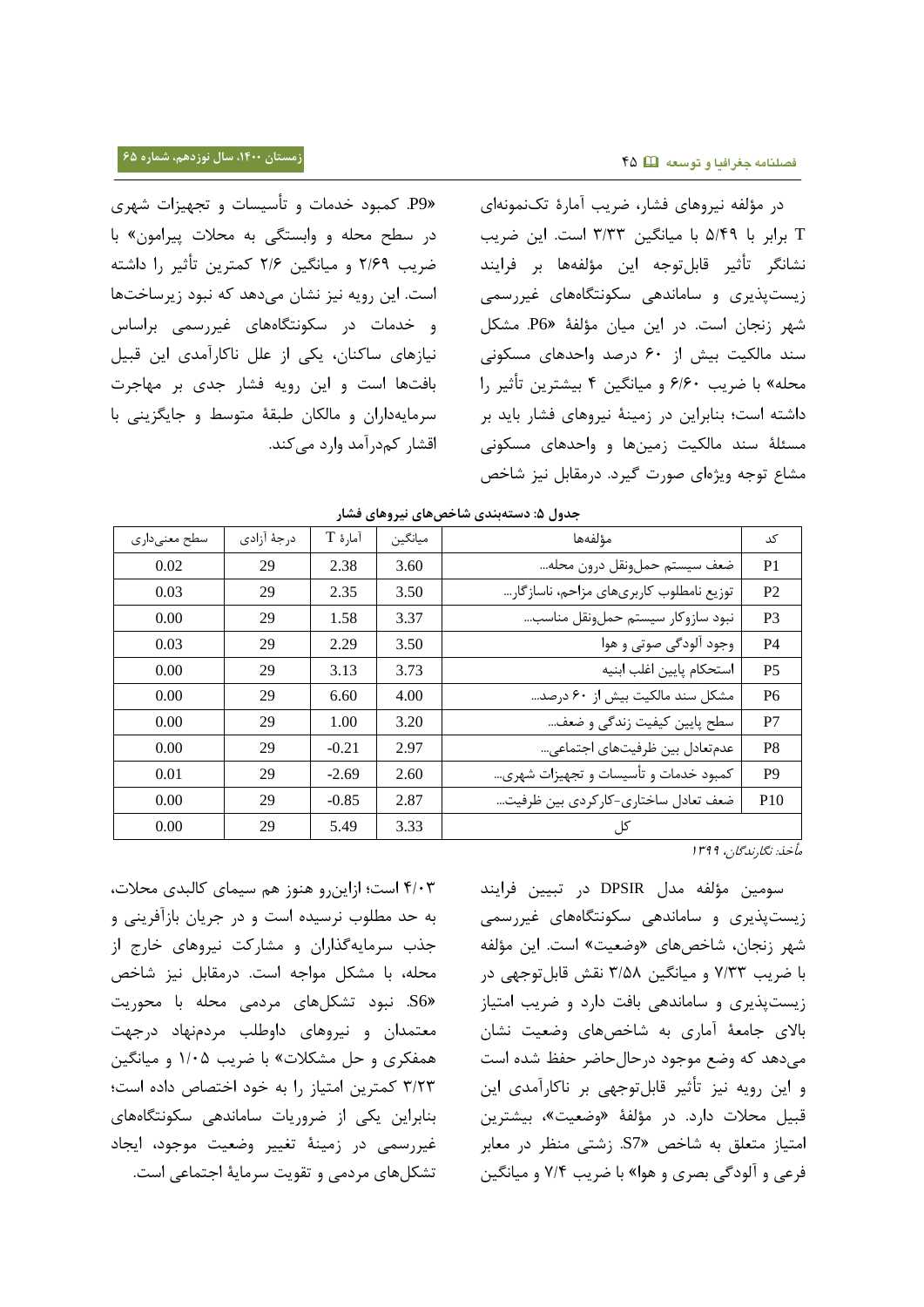در مؤلفه نیروهای فشار، ضریب آمارۀ تک‌نمونه‌ای T برابر با ۵/۴۹ با میانگین ۳/۳۳ است. این ضریب نشانگر تأثیر قابل‌توجه این مؤلفه‌ها بر فرایند زیست‌پذیری و ساماندهی سکونتگاه‌های غیررسمی شهر زنجان است. در این میان مؤلفۀ «P6. مشکل سند مالکیت بیش از ۶۰ درصد واحدهای مسکونی محله» با ضریب ۶/۶۰ و میانگین ۴ بیشترین تأثیر را داشته است؛ بنابراین در زمینۀ نیروهای فشار باید بر مسئلۀ سند مالکیت زمین‌ها و واحدهای مسکونی مشاع توجه ویژه‌ای صورت گیرد. درمقابل نیز شاخص «P9. کمبود خدمات و تأسیسات و تجهیزات شهری در سطح محله و وابستگی به محلات پیرامون» با ضریب ۲/۶۹ و میانگین ۲/۶ کمترین تأثیر را داشته است. این رویه نیز نشان می‌دهد که نبود زیرساخت‌ها و خدمات در سکونتگاه‌های غیررسمی براساس نیازهای ساکنان، یکی از علل ناکارآمدی این قبیل بافت‌ها است و این رویه فشار جدی بر مهاجرت سرمایه‌داران و مالکان طبقۀ متوسط و جایگزینی با اقشار کم‌درآمد وارد می‌کند.

**جدول ۵: دسته‌بندی شاخص‌های نیروهای فشار**

| کد | مؤلفه‌ها | میانگین | آمارۀ T | درجۀ آزادی | سطح معنی‌داری |
|---|---|---|---|---|---|
| P1 | ضعف سیستم حمل‌ونقل درون محله... | 3.60 | 2.38 | 29 | 0.02 |
| P2 | توزیع نامطلوب کاربری‌های مزاحم، ناسازگار... | 3.50 | 2.35 | 29 | 0.03 |
| P3 | نبود سازوکار سیستم حمل‌ونقل مناسب... | 3.37 | 1.58 | 29 | 0.00 |
| P4 | وجود آلودگی صوتی و هوا | 3.50 | 2.29 | 29 | 0.03 |
| P5 | استحکام پایین اغلب ابنیه | 3.73 | 3.13 | 29 | 0.00 |
| P6 | مشکل سند مالکیت بیش از ۶۰ درصد... | 4.00 | 6.60 | 29 | 0.00 |
| P7 | سطح پایین کیفیت زندگی و ضعف... | 3.20 | 1.00 | 29 | 0.00 |
| P8 | عدم‌تعادل بین ظرفیت‌های اجتماعی... | 2.97 | -0.21 | 29 | 0.00 |
| P9 | کمبود خدمات و تأسیسات و تجهیزات شهری... | 2.60 | -2.69 | 29 | 0.01 |
| P10 | ضعف تعادل ساختاری-کارکردی بین ظرفیت... | 2.87 | -0.85 | 29 | 0.00 |
| کل | | 3.33 | 5.49 | 29 | 0.00 |

*مأخذ: نگارندگان، ۱۳۹۹*

سومین مؤلفه مدل DPSIR در تبیین فرایند زیست‌پذیری و ساماندهی سکونتگاه‌های غیررسمی شهر زنجان، شاخص‌های «وضعیت» است. این مؤلفه با ضریب ۷/۳۳ و میانگین ۳/۵۸ نقش قابل‌توجهی در زیست‌پذیری و ساماندهی بافت دارد و ضریب امتیاز بالای جامعۀ آماری به شاخص‌های وضعیت نشان می‌دهد که وضع موجود درحال‌حاضر حفظ شده است و این رویه نیز تأثیر قابل‌توجهی بر ناکارآمدی این قبیل محلات دارد. در مؤلفۀ «وضعیت»، بیشترین امتیاز متعلق به شاخص «S7. زشتی منظر در معابر فرعی و آلودگی بصری و هوا» با ضریب ۷/۴ و میانگین ۴/۰۳ است؛ ازاین‌رو هنوز هم سیمای کالبدی محلات، به حد مطلوب نرسیده است و در جریان بازآفرینی و جذب سرمایه‌گذاران و مشارکت نیروهای خارج از محله، با مشکل مواجه است. درمقابل نیز شاخص «S6. نبود تشکل‌های مردمی محله با محوریت معتمدان و نیروهای داوطلب مردم‌نهاد درجهت همفکری و حل مشکلات» با ضریب ۱/۰۵ و میانگین ۳/۲۳ کمترین امتیاز را به خود اختصاص داده است؛ بنابراین یکی از ضروریات ساماندهی سکونتگاه‌های غیررسمی در زمینۀ تغییر وضعیت موجود، ایجاد تشکل‌های مردمی و تقویت سرمایۀ اجتماعی است.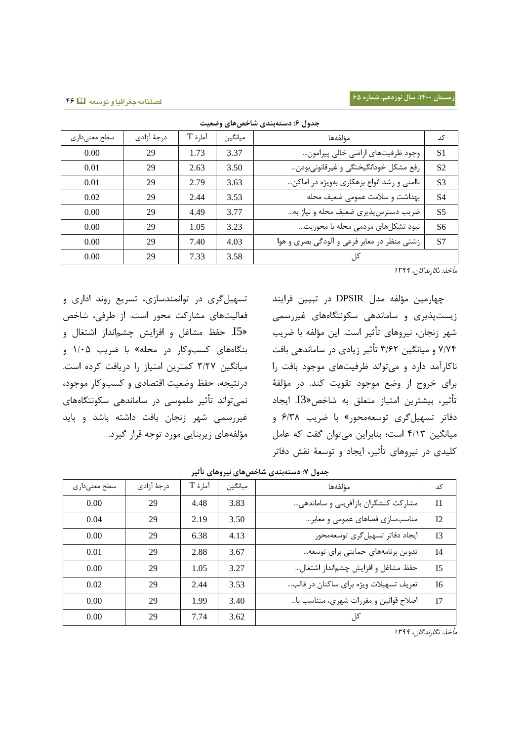**جدول ۶: دسته‌بندی شاخص‌های وضعیت**

| کد | مؤلفه‌ها | میانگین | آمارۀ T | درجۀ آزادی | سطح معنی‌داری |
|---|---|---|---|---|---|
| S1 | وجود ظرفیت‌های اراضی خالی پیرامون... | 3.37 | 1.73 | 29 | 0.00 |
| S2 | رفع مشکل خودانگیختگی و غیرقانونی‌بودن... | 3.50 | 2.63 | 29 | 0.01 |
| S3 | ناامنی و رشد انواع بزهکاری به‌ویژه در اماکن... | 3.63 | 2.79 | 29 | 0.01 |
| S4 | بهداشت و سلامت عمومی ضعیف محله | 3.53 | 2.44 | 29 | 0.02 |
| S5 | ضریب دسترس‌پذیری ضعیف محله و نیاز به... | 3.77 | 4.49 | 29 | 0.00 |
| S6 | نبود تشکل‌های مردمی محله با محوریت... | 3.23 | 1.05 | 29 | 0.00 |
| S7 | زشتی منظر در معابر فرعی و آلودگی بصری و هوا | 4.03 | 7.40 | 29 | 0.00 |
| | کل | 3.58 | 7.33 | 29 | 0.00 |

*مأخذ: نگارندگان، ۱۳۹۹*

چهارمین مؤلفه مدل DPSIR در تبیین فرایند زیست‌پذیری و ساماندهی سکونتگاه‌های غیررسمی شهر زنجان، نیروهای تأثیر است. این مؤلفه با ضریب ۷/۷۴ و میانگین ۳/۶۲ تأثیر زیادی در ساماندهی بافت ناکارآمد دارد و می‌تواند ظرفیت‌های موجود بافت را برای خروج از وضع موجود تقویت کند. در مؤلفۀ تأثیر، بیشترین امتیاز متعلق به شاخص«I3. ایجاد دفاتر تسهیل‌گری توسعه‌محور» با ضریب ۶/۳۸ و میانگین ۴/۱۳ است؛ بنابراین می‌توان گفت که عامل کلیدی در نیروهای تأثیر، ایجاد و توسعۀ نقش دفاتر تسهیل‌گری در توانمندسازی، تسریع روند اداری و فعالیت‌های مشارکت محور است. از طرفی، شاخص «I5. حفظ مشاغل و افزایش چشم‌انداز اشتغال و بنگاه‌های کسب‌وکار در محله» با ضریب ۱/۰۵ و میانگین ۳/۲۷ کمترین امتیاز را دریافت کرده است. درنتیجه، حفظ وضعیت اقتصادی و کسب‌وکار موجود، نمی‌تواند تأثیر ملموسی در ساماندهی سکونتگاه‌های غیررسمی شهر زنجان بافت داشته باشد و باید مؤلفه‌های زیربنایی مورد توجه قرار گیرد.

**جدول ۷: دسته‌بندی شاخص‌های نیروهای تأثیر**

| کد | مؤلفه‌ها | میانگین | آمارۀ T | درجۀ آزادی | سطح معنی‌داری |
|---|---|---|---|---|---|
| I1 | مشارکت کنشگران بازآفرینی و ساماندهی... | 3.83 | 4.48 | 29 | 0.00 |
| I2 | مناسب‌سازی فضاهای عمومی و معابر... | 3.50 | 2.19 | 29 | 0.04 |
| I3 | ایجاد دفاتر تسهیل‌گری توسعه‌محور | 4.13 | 6.38 | 29 | 0.00 |
| I4 | تدوین برنامه‌های حمایتی برای توسعه... | 3.67 | 2.88 | 29 | 0.01 |
| I5 | حفظ مشاغل و افزایش چشم‌انداز اشتغال... | 3.27 | 1.05 | 29 | 0.00 |
| I6 | تعریف تسهیلات ویژه برای ساکنان در قالب... | 3.53 | 2.44 | 29 | 0.02 |
| I7 | اصلاح قوانین و مقررات شهری، متناسب با... | 3.40 | 1.99 | 29 | 0.00 |
| | کل | 3.62 | 7.74 | 29 | 0.00 |

*مأخذ: نگارندگان، ۱۳۹۹*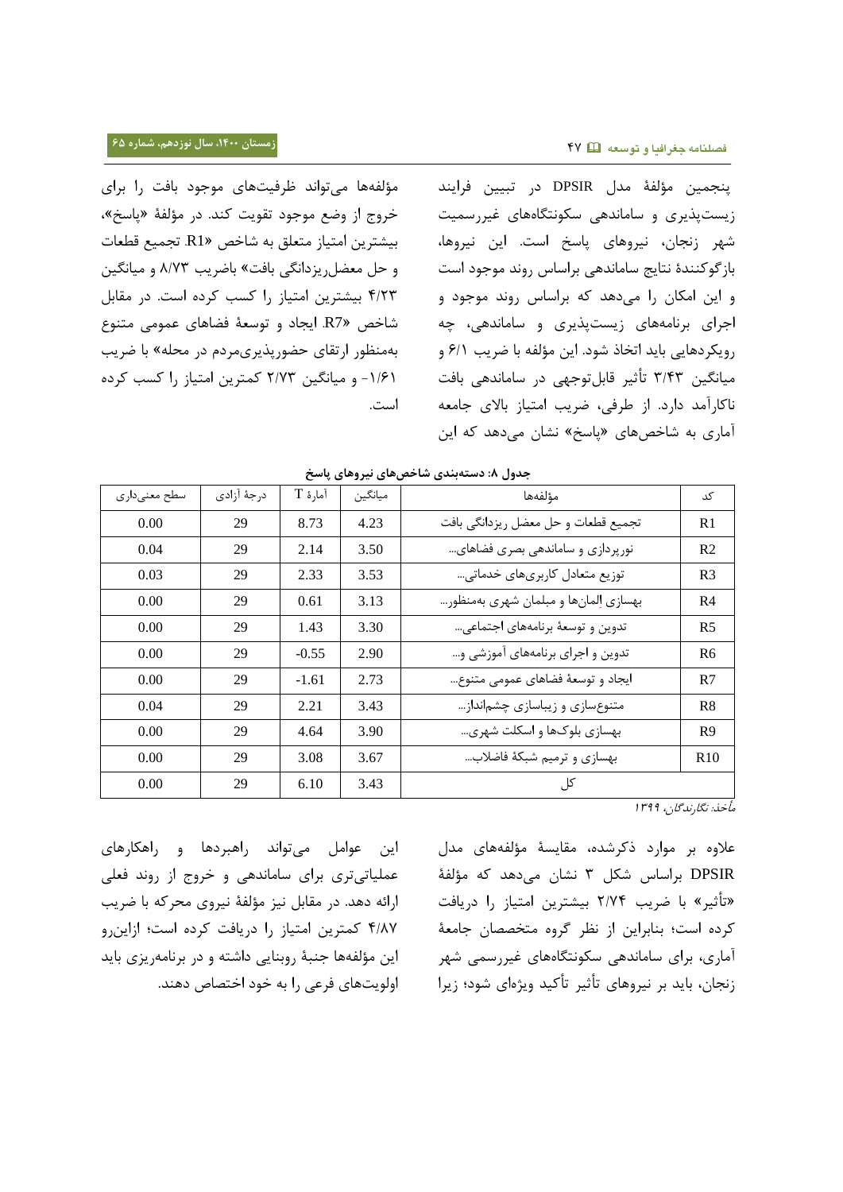پنجمین مؤلفهٔ مدل DPSIR در تبیین فرایند زیست‌پذیری و ساماندهی سکونتگاه‌های غیررسمیت شهر زنجان، نیروهای پاسخ است. این نیروها، بازگوکنندهٔ نتایج ساماندهی براساس روند موجود است و این امکان را می‌دهد که براساس روند موجود و اجرای برنامه‌های زیست‌پذیری و ساماندهی، چه رویکردهایی باید اتخاذ شود. این مؤلفه با ضریب ۶/۱ و میانگین ۳/۴۳ تأثیر قابل‌توجهی در ساماندهی بافت ناکارآمد دارد. از طرفی، ضریب امتیاز بالای جامعه آماری به شاخص‌های «پاسخ» نشان می‌دهد که این مؤلفه‌ها می‌تواند ظرفیت‌های موجود بافت را برای خروج از وضع موجود تقویت کند. در مؤلفهٔ «پاسخ»، بیشترین امتیاز متعلق به شاخص «R1. تجمیع قطعات و حل معضل‌ریزدانگی بافت» باضریب ۸/۷۳ و میانگین ۴/۲۳ بیشترین امتیاز را کسب کرده است. در مقابل شاخص «R7. ایجاد و توسعهٔ فضاهای عمومی متنوع به‌منظور ارتقای حضورپذیری‌مردم در محله» با ضریب ۱/۶۱- و میانگین ۲/۷۳ کمترین امتیاز را کسب کرده است.

**جدول ۸: دسته‌بندی شاخص‌های نیروهای پاسخ**

| کد | مؤلفه‌ها | میانگین | آمارهٔ T | درجهٔ آزادی | سطح معنی‌داری |
|---|---|---|---|---|---|
| R1 | تجمیع قطعات و حل معضل ریزدانگی بافت | 4.23 | 8.73 | 29 | 0.00 |
| R2 | نورپردازی و ساماندهی بصری فضاهای... | 3.50 | 2.14 | 29 | 0.04 |
| R3 | توزیع متعادل کاربری‌های خدماتی... | 3.53 | 2.33 | 29 | 0.03 |
| R4 | بهسازی المان‌ها و مبلمان شهری به‌منظور... | 3.13 | 0.61 | 29 | 0.00 |
| R5 | تدوین و توسعهٔ برنامه‌های اجتماعی... | 3.30 | 1.43 | 29 | 0.00 |
| R6 | تدوین و اجرای برنامه‌های آموزشی و... | 2.90 | -0.55 | 29 | 0.00 |
| R7 | ایجاد و توسعهٔ فضاهای عمومی متنوع... | 2.73 | -1.61 | 29 | 0.00 |
| R8 | متنوع‌سازی و زیباسازی چشم‌انداز... | 3.43 | 2.21 | 29 | 0.04 |
| R9 | بهسازی بلوک‌ها و اسکلت شهری... | 3.90 | 4.64 | 29 | 0.00 |
| R10 | بهسازی و ترمیم شبکهٔ فاضلاب... | 3.67 | 3.08 | 29 | 0.00 |
| | کل | 3.43 | 6.10 | 29 | 0.00 |

*مأخذ: نگارندگان، ۱۳۹۹*

علاوه بر موارد ذکرشده، مقایسهٔ مؤلفه‌های مدل DPSIR براساس شکل ۳ نشان می‌دهد که مؤلفهٔ «تأثیر» با ضریب ۲/۷۴ بیشترین امتیاز را دریافت کرده است؛ بنابراین از نظر گروه متخصصان جامعهٔ آماری، برای ساماندهی سکونتگاه‌های غیررسمی شهر زنجان، باید بر نیروهای تأثیر تأکید ویژه‌ای شود؛ زیرا این عوامل می‌تواند راهبردها و راهکارهای عملیاتی‌تری برای ساماندهی و خروج از روند فعلی ارائه دهد. در مقابل نیز مؤلفهٔ نیروی محرکه با ضریب ۴/۸۷ کمترین امتیاز را دریافت کرده است؛ ازاین‌رو این مؤلفه‌ها جنبهٔ روبنایی داشته و در برنامه‌ریزی باید اولویت‌های فرعی را به خود اختصاص دهند.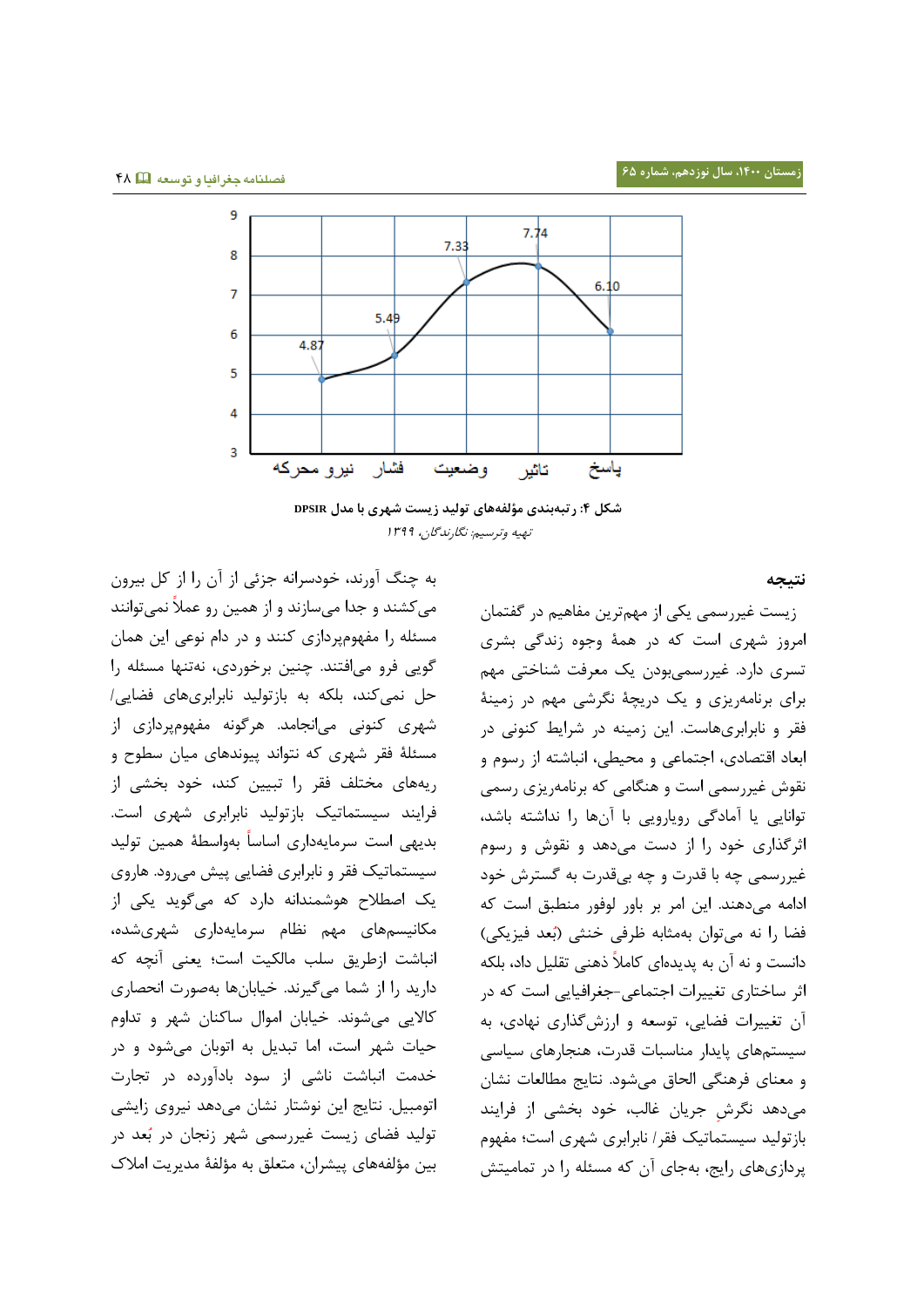| نیرو محرکه | فشار | وضعیت | تاثیر | پاسخ |
|---|---|---|---|---|
| 4.87 | 5.49 | 7.33 | 7.74 | 6.10 |

**شکل ۴: رتبه‌بندی مؤلفه‌های تولید زیست شهری با مدل DPSIR**

*تهیه وترسیم: نگارندگان، ۱۳۹۹*

## نتیجه

زیست غیررسمی یکی از مهم‌ترین مفاهیم در گفتمان امروز شهری است که در همهٔ وجوه زندگی بشری تسری دارد. غیررسمی‌بودن یک معرفت شناختی مهم برای برنامه‌ریزی و یک دریچهٔ نگرشی مهم در زمینهٔ فقر و نابرابری‌هاست. این زمینه در شرایط کنونی در ابعاد اقتصادی، اجتماعی و محیطی، انباشته از رسوم و نقوش غیررسمی است و هنگامی که برنامه‌ریزی رسمی توانایی یا آمادگی رویارویی با آن‌ها را نداشته باشد، اثرگذاری خود را از دست می‌دهد و نقوش و رسوم غیررسمی چه با قدرت و چه بی‌قدرت به گسترش خود ادامه می‌دهند. این امر بر باور لوفور منطبق است که فضا را نه می‌توان به‌مثابه ظرفی خنثی (بُعد فیزیکی) دانست و نه آن به پدیده‌ای کاملاً ذهنی تقلیل داد، بلکه اثر ساختاری تغییرات اجتماعی-جغرافیایی است که در آن تغییرات فضایی، توسعه و ارزش‌گذاری نهادی، به سیستم‌های پایدار مناسبات قدرت، هنجارهای سیاسی و معانی فرهنگی الحاق می‌شود. نتایج مطالعات نشان می‌دهد نگرشِ جریان غالب، خود بخشی از فرایند بازتولید سیستماتیک فقر/ نابرابری شهری است؛ مفهوم پردازی‌های رایج، به‌جای آن که مسئله را در تمامیتش به چنگ آورند، خودسرانه جزئی از آن را از کل بیرون می‌کشند و جدا می‌سازند و از همین رو عملاً نمی‌توانند مسئله را مفهوم‌پردازی کنند و در دام نوعی این همان گویی فرو می‌افتند. چنین برخوردی، نه‌تنها مسئله را حل نمی‌کند، بلکه به بازتولید نابرابری‌های فضایی/ شهری کنونی می‌انجامد. هرگونه مفهوم‌پردازی از مسئلهٔ فقر شهری که نتواند پیوندهای میان سطوح و ریه‌های مختلف فقر را تبیین کند، خود بخشی از فرایند سیستماتیک بازتولید نابرابری شهری است. بدیهی است سرمایه‌داری اساساً به‌واسطهٔ همین تولید سیستماتیک فقر و نابرابری فضایی پیش می‌رود. هاروی یک اصطلاح هوشمندانه دارد که می‌گوید یکی از مکانیسم‌های مهم نظام سرمایه‌داری شهری‌شده، انباشت ازطریق سلب مالکیت است؛ یعنی آنچه که دارید را از شما می‌گیرند. خیابان‌ها به‌صورت انحصاری کالایی می‌شوند. خیابان اموال ساکنان شهر و تداوم حیات شهر است، اما تبدیل به اتوبان می‌شود و در خدمت انباشت ناشی از سود بادآورده در تجارت اتومبیل. نتایج این نوشتار نشان می‌دهد نیروی زایشی تولید فضای زیست غیررسمی شهر زنجان در بُعد در بین مؤلفه‌های پیشران، متعلق به مؤلفهٔ مدیریت املاک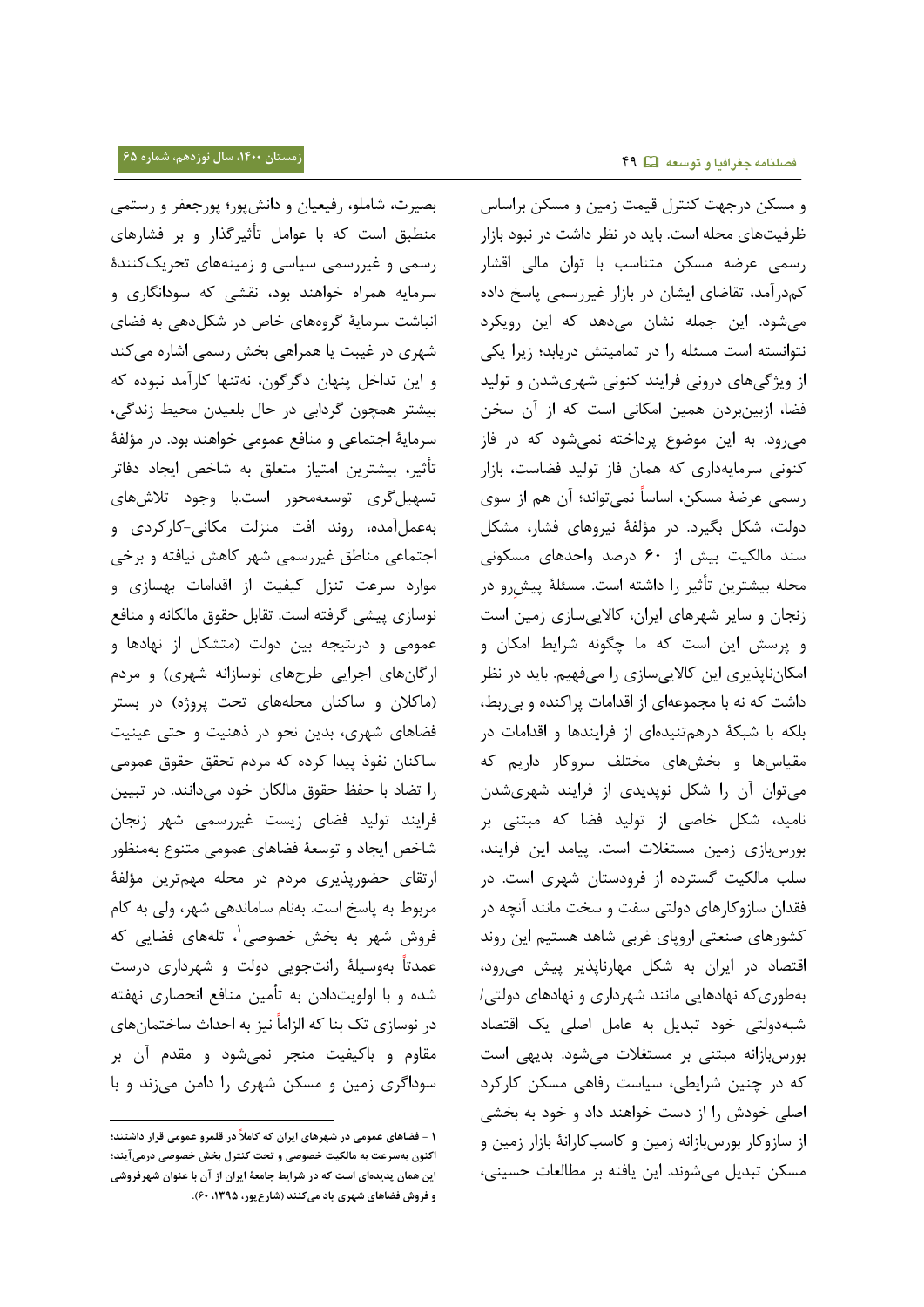و مسکن درجهت کنترل قیمت زمین و مسکن براساس ظرفیت‌های محله است. باید در نظر داشت در نبود بازار رسمی عرضه مسکن متناسب با توان مالی اقشار کم‌درآمد، تقاضای ایشان در بازار غیررسمی پاسخ داده می‌شود. این جمله نشان می‌دهد که این رویکرد نتوانسته است مسئله را در تمامیتش دریابد؛ زیرا یکی از ویژگی‌های درونی فرایند کنونی شهری‌شدن و تولید فضا، ازبین‌بردن همین امکانی است که از آن سخن می‌رود. به این موضوع پرداخته نمی‌شود که در فاز کنونی سرمایه‌داری که همان فاز تولید فضاست، بازار رسمی عرضهٔ مسکن، اساساً نمی‌تواند؛ آن هم از سوی دولت، شکل بگیرد. در مؤلفهٔ نیروهای فشار، مشکل سند مالکیت بیش از ۶۰ درصد واحدهای مسکونی محله بیشترین تأثیر را داشته است. مسئلهٔ پیش‌رو در زنجان و سایر شهرهای ایران، کالایی‌سازی زمین است و پرسش این است که ما چگونه شرایط امکان و امکان‌ناپذیری این کالایی‌سازی را می‌فهمیم. باید در نظر داشت که نه با مجموعه‌ای از اقدامات پراکنده و بی‌ربط، بلکه با شبکهٔ درهم‌تنیده‌ای از فرایندها و اقدامات در مقیاس‌ها و بخش‌های مختلف سروکار داریم که می‌توان آن را شکل نوپدیدی از فرایند شهری‌شدن نامید، شکل خاصی از تولید فضا که مبتنی بر بورس‌بازی زمین مستغلات است. پیامد این فرایند، سلب مالکیت گسترده از فرودستان شهری است. در فقدان سازوکارهای دولتی سفت و سخت مانند آنچه در کشورهای صنعتی اروپای غربی شاهد هستیم این روند اقتصاد در ایران به شکل مهارناپذیر پیش می‌رود، به‌طوری‌که نهادهایی مانند شهرداری و نهادهای دولتی/ شبه‌دولتی خود تبدیل به عامل اصلی یک اقتصاد بورس‌بازانه مبتنی بر مستغلات می‌شود. بدیهی است که در چنین شرایطی، سیاست رفاهی مسکن کارکرد اصلی خودش را از دست خواهند داد و خود به بخشی از سازوکار بورس‌بازانه زمین و کاسب‌کارانهٔ بازار زمین و مسکن تبدیل می‌شوند. این یافته بر مطالعات حسینی، بصیرت، شاملو، رفیعیان و دانش‌پور؛ پورجعفر و رستمی منطبق است که با عوامل تأثیرگذار و بر فشارهای رسمی و غیررسمی سیاسی و زمینه‌های تحریک‌کنندهٔ سرمایه همراه خواهند بود، نقشی که سوداگاری و انباشت سرمایهٔ گروه‌های خاص در شکل‌دهی به فضای شهری در غیبت یا همراهی بخش رسمی اشاره می‌کند و این تداخل پنهان دگرگون، نه‌تنها کارآمد نبوده که بیشتر همچون گردابی در حال بلعیدن محیط زندگی، سرمایهٔ اجتماعی و منافع عمومی خواهند بود. در مؤلفهٔ تأثیر، بیشترین امتیاز متعلق به شاخص ایجاد دفاتر تسهیل‌گری توسعه‌محور است.با وجود تلاش‌های به‌عمل‌آمده، روند افت منزلت مکانی-کارکردی و اجتماعی مناطق غیررسمی شهر کاهش نیافته و برخی موارد سرعت تنزل کیفیت از اقدامات بهسازی و نوسازی پیشی گرفته است. تقابل حقوق مالکانه و منافع عمومی و درنتیجه بین دولت (متشکل از نهادها و ارگان‌های اجرایی طرح‌های نوسازانه شهری) و مردم (ماکلان و ساکنان محله‌های تحت پروژه) در بستر فضاهای شهری، بدین نحو در ذهنیت و حتی عینیت ساکنان نفوذ پیدا کرده که مردم تحقق حقوق عمومی را تضاد با حفظ حقوق مالکان خود می‌دانند. در تبیین فرایند تولید فضای زیست غیررسمی شهر زنجان شاخص ایجاد و توسعهٔ فضاهای عمومی متنوع به‌منظور ارتقای حضورپذیری مردم در محله مهم‌ترین مؤلفهٔ مربوط به پاسخ است. به‌نام ساماندهی شهر، ولی به کام فروش شهر به بخش خصوصی[1]، تله‌های فضایی که عمدتاً به‌وسیلهٔ رانت‌جویی دولت و شهرداری درست شده و با اولویت‌دادن به تأمین منافع انحصاری نهفته در نوسازی تک بنا که الزاماً نیز به احداث ساختمان‌های مقاوم و باکیفیت منجر نمی‌شود و مقدم آن بر سوداگری زمین و مسکن شهری را دامن می‌زند و با

---

۱ - فضاهای عمومی در شهرهای ایران که کاملاً در قلمرو عمومی قرار داشتند؛ اکنون به‌سرعت به مالکیت خصوصی و تحت کنترل بخش خصوصی درمی‌آیند؛ این همان پدیده‌ای است که در شرایط جامعهٔ ایران از آن با عنوان شهرفروشی و فروش فضاهای شهری یاد می‌کنند (شارع‌پور، ۱۳۹۵، ۶۰).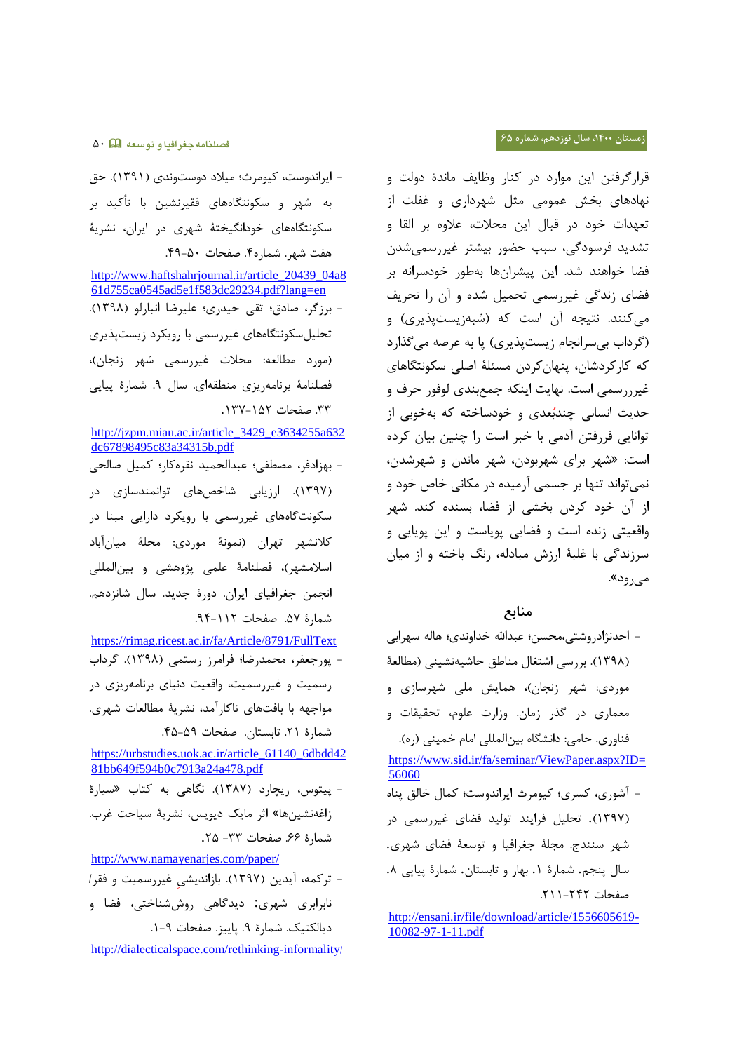قرارگرفتن این موارد در کنار وظایف ماندهٔ دولت و نهادهای بخش عمومی مثل شهرداری و غفلت از تعهدات خود در قبال این محلات، علاوه بر القا و تشدید فرسودگی، سبب حضور بیشتر غیررسمی‌شدن فضا خواهند شد. این پیشران‌ها به‌طور خودسرانه بر فضای زندگی غیررسمی تحمیل شده و آن را تحریف می‌کنند. نتیجه آن است که (شبه‌زیست‌پذیری) و (گرداب بی‌سرانجام زیست‌پذیری) پا به عرصه می‌گذارد که کارکردشان، پنهان‌کردن مسئلهٔ اصلی سکونتگاه‌های غیررسمی است. نهایت اینکه جمع‌بندی لوفور حرف و حدیث انسانی چندبُعدی و خودساخته که به‌خوبی از توانایی فررفتن آدمی با خبر است را چنین بیان کرده است: «شهر برای شهربودن، شهر ماندن و شهرشدن، نمی‌تواند تنها بر جسمی آرمیده در مکانی خاص خود و از آن خود کردن بخشی از فضا، بسنده کند. شهر واقعیتی زنده است و فضایی پویاست و این پویایی و سرزندگی با غلبهٔ ارزش مبادله، رنگ باخته و از میان می‌رود».

## منابع

- احدنژادروشتی،محسن؛ عبدالله خداوندی؛ هاله سهرابی (۱۳۹۸). بررسی اشتغال مناطق حاشیه‌نشینی (مطالعهٔ موردی: شهر زنجان)، همایش ملی شهرسازی و معماری در گذر زمان. وزارت علوم، تحقیقات و فناوری. حامی: دانشگاه بین‌المللی امام خمینی (ره).

https://www.sid.ir/fa/seminar/ViewPaper.aspx?ID=56060

- آشوری، کسری؛ کیومرث ایراندوست؛ کمال خالق پناه (۱۳۹۷). تحلیل فرایند تولید فضای غیررسمی در شهر سنندج. مجلهٔ جغرافیا و توسعهٔ فضای شهری. سال پنجم. شمارهٔ ۱. بهار و تابستان. شمارهٔ پیاپی ۸. صفحات ۲۴۲-۲۱۱.

http://ensani.ir/file/download/article/1556605619-10082-97-1-11.pdf

- ایراندوست، کیومرث؛ میلاد دوستوندی (۱۳۹۱). حق به شهر و سکونتگاه‌های فقیرنشین با تأکید بر سکونتگاه‌های خودانگیختهٔ شهری در ایران، نشریهٔ هفت شهر. شماره۴. صفحات ۵۰-۴۹.

http://www.haftshahrjournal.ir/article_20439_04a861d755ca0545ad5e1f583dc29234.pdf?lang=en

- برزگر، صادق؛ تقی حیدری؛ علیرضا انبارلو (۱۳۹۸). تحلیل‌سکونتگاه‌های غیررسمی با رویکرد زیست‌پذیری (مورد مطالعه: محلات غیررسمی شهر زنجان)، فصلنامهٔ برنامه‌ریزی منطقه‌ای. سال ۹. شمارهٔ پیاپی ۳۳. صفحات ۱۵۲-۱۳۷.

http://jzpm.miau.ac.ir/article_3429_e3634255a632dc67898495c83a34315b.pdf

- بهزادفر، مصطفی؛ عبدالحمید نقره‌کار؛ کمیل صالحی (۱۳۹۷). ارزیابی شاخص‌های توانمندسازی در سکونت‌گاه‌های غیررسمی با رویکرد دارایی مبنا در کلانشهر تهران (نمونهٔ موردی: محلهٔ میان‌آباد اسلامشهر)، فصلنامهٔ علمی پژوهشی و بین‌المللی انجمن جغرافیای ایران. دورهٔ جدید. سال شانزدهم. شمارهٔ ۵۷. صفحات ۱۱۲-۹۴.

https://rimag.ricest.ac.ir/fa/Article/8791/FullText

- پورجعفر، محمدرضا؛ فرامرز رستمی (۱۳۹۸). گرداب رسمیت و غیررسمیت، واقعیت دنیای برنامه‌ریزی در مواجهه با بافت‌های ناکارآمد، نشریهٔ مطالعات شهری. شمارهٔ ۲۱. تابستان. صفحات ۵۹-۴۵.

https://urbstudies.uok.ac.ir/article_61140_6dbdd4281bb649f594b0c7913a24a478.pdf

- پیتوس، ریچارد (۱۳۸۷). نگاهی به کتاب «سیارهٔ زاغه‌نشین‌ها» اثر مایک دیویس، نشریهٔ سیاحت غرب. شمارهٔ ۶۶. صفحات ۳۳- ۲۵.

http://www.namayenarjes.com/paper/

- ترکمه، آیدین (۱۳۹۷). بازاندیشیِ غیررسمیت و فقر/نابرابری شهری: دیدگاهی روش‌شناختی، فضا و دیالکتیک. شمارهٔ ۹. پاییز. صفحات ۹-۱.

http://dialecticalspace.com/rethinking-informality/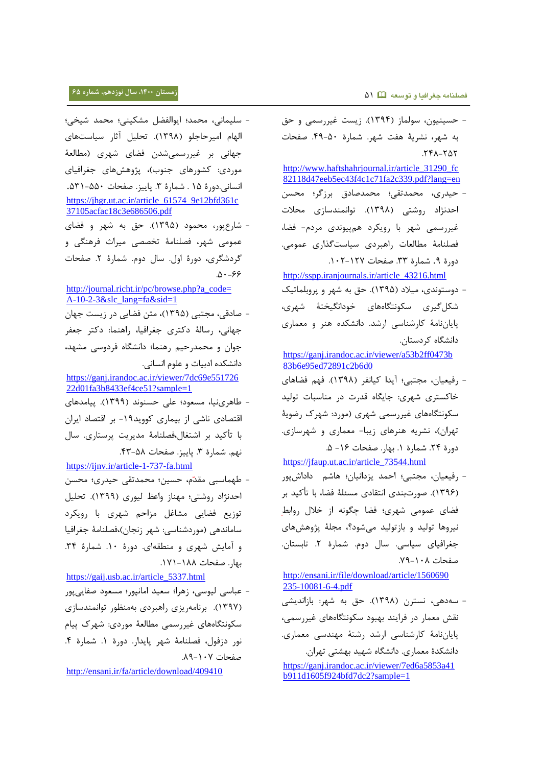- حسینیون، سولماز (۱۳۹۴). زیست غیررسمی و حق به شهر، نشریهٔ هفت شهر. شمارهٔ ۵۰-۴۹. صفحات ۲۵۲-۲۴۸.

http://www.haftshahrjournal.ir/article_31290_fc82118d47eeb5ec43f4c1c71fa2c339.pdf?lang=en

- حیدری، محمدتقی؛ محمدصادق برزگر؛ محسن احدنژاد روشتی (۱۳۹۸). توانمندسازی محلات غیررسمی شهر با رویکرد هم‌پیوندی مردم- فضا، فصلنامهٔ مطالعات راهبردی سیاست‌گذاری عمومی. دورهٔ ۹. شمارهٔ ۳۳. صفحات ۱۲۷-۱۰۲.

http://sspp.iranjournals.ir/article_43216.html

- دوستوندی، میلاد (۱۳۹۵). حق به شهر و پروبلماتیک شکل‌گیری سکونتگاه‌های خودانگیختهٔ شهری، پایان‌نامهٔ کارشناسی ارشد. دانشکده هنر و معماری دانشگاه کردستان.

https://ganj.irandoc.ac.ir/viewer/a53b2ff0473b83b6e95ed72891c2b6d0

- رفیعیان، مجتبی؛ آیدا کیانفر (۱۳۹۸). فهم فضاهای خاکستری شهری: جایگاه قدرت در مناسبات تولید سکونتگاه‌های غیررسمی شهری (مورد: شهرک رضویهٔ تهران)، نشریه هنرهای زیبا- معماری و شهرسازی. دورهٔ ۲۴. شمارهٔ ۱. بهار. صفحات ۱۶ -۵.

https://jfaup.ut.ac.ir/article_73544.html

- رفیعیان، مجتبی؛ احمد یزدانیان؛ هاشم داداش‌پور (۱۳۹۶). صورت‌بندی انتقادی مسئلهٔ فضا، با تأکید بر فضای عمومی شهری؛ فضا چگونه از خلال روابطِ نیروها تولید و بازتولید می‌شود؟، مجلهٔ پژوهش‌های جغرافیای سیاسی. سال دوم. شمارهٔ ۲. تابستان. صفحات ۱۰۸-۷۹.

http://ensani.ir/file/download/article/1560690235-10081-6-4.pdf

- سده‌ی، نسترن (۱۳۹۸). حق به شهر: بازاندیشی نقش معمار در فرایند بهبود سکونتگاه‌های غیررسمی، پایان‌نامهٔ کارشناسی ارشد رشتهٔ مهندسی معماری. دانشکدهٔ معماری. دانشگاه شهید بهشتی تهران.

https://ganj.irandoc.ac.ir/viewer/7ed6a5853a41b911d1605f924bfd7dc2?sample=1

- سلیمانی، محمد؛ ابوالفضل مشکینی؛ محمد شیخی؛ الهام امیرحاجلو (۱۳۹۸). تحلیل آثار سیاست‌های جهانی بر غیررسمی‌شدن فضای شهری (مطالعهٔ موردی: کشورهای جنوب)، پژوهش‌های جغرافیای انسانی.دورهٔ ۱۵ . شمارهٔ ۳. پاییز. صفحات ۵۵۰-۵۳۱.

https://jhgr.ut.ac.ir/article_61574_9e12bfd361c37105acfac18c3e686506.pdf

- شارع‌پور، محمود (۱۳۹۵). حق به شهر و فضای عمومی شهر، فصلنامهٔ تخصصی میراث فرهنگی و گردشگری، دورهٔ اول. سال دوم. شمارهٔ ۲. صفحات ۶۶-۵۰.

http://journal.richt.ir/pc/browse.php?a_code=A-10-2-3&slc_lang=fa&sid=1

- صادقی، مجتبی (۱۳۹۵)، متن فضایی در زیست جهان جهانی، رسالهٔ دکتری جغرافیا، راهنما: دکتر جعفر جوان و محمدرحیم رهنما؛ دانشگاه فردوسی مشهد، دانشکده ادبیات و علوم انسانی.

https://ganj.irandoc.ac.ir/viewer/7dc69e55172622d01fa3b8433ef4ce51?sample=1

- طاهری‌نیا، مسعود؛ علی حسنوند (۱۳۹۹). پیامدهای اقتصادی ناشی از بیماری کووید۱۹- بر اقتصاد ایران با تأکید بر اشتغال،فصلنامهٔ مدیریت پرستاری. سال نهم. شمارهٔ ۳. پاییز. صفحات ۵۸-۴۳.

https://ijnv.ir/article-1-737-fa.html

- طهماسبی مقدّم، حسین؛ محمدتقی حیدری؛ محسن احدنژاد روشتی؛ مهناز واعظ لیوری (۱۳۹۹). تحلیل توزیع فضایی مشاغل مزاحم شهری با رویکرد ساماندهی (موردشناسی: شهر زنجان)،فصلنامهٔ جغرافیا و آمایش شهری و منطقه‌ای. دورهٔ ۱۰. شمارهٔ ۳۴. بهار. صفحات ۱۸۸-۱۷۱.

https://gaij.usb.ac.ir/article_5337.html

- عباسی لیوسی، زهرا؛ سعید امانپور؛ مسعود صفایی‌پور (۱۳۹۷). برنامه‌ریزی راهبردی به‌منظور توانمندسازی سکونتگاه‌های غیررسمی مطالعهٔ موردی: شهرک پیام نور دزفول، فصلنامهٔ شهر پایدار. دورهٔ ۱. شمارهٔ ۴. صفحات ۱۰۷-۸۹.

http://ensani.ir/fa/article/download/409410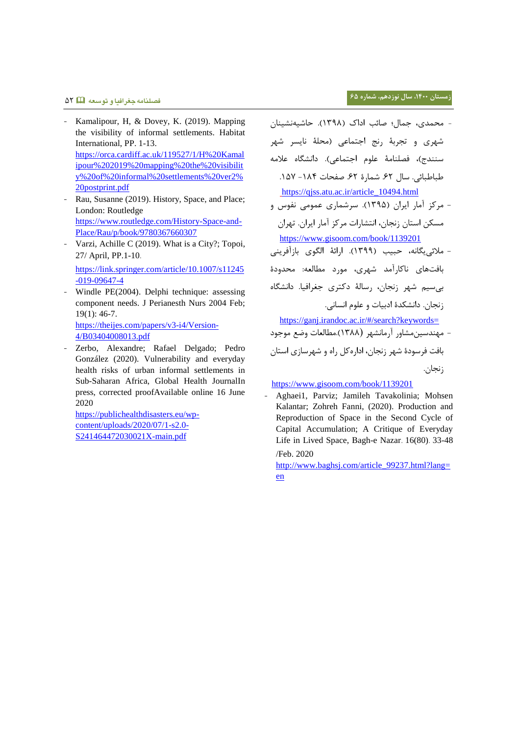- محمدی، جمال؛ صائب اداک (۱۳۹۸). حاشیه‌نشینان شهری و تجربهٔ رنج اجتماعی (محلهٔ نایسر شهر سنندج)، فصلنامهٔ علوم اجتماعی). دانشگاه علامه طباطبائی. سال ۶۲. شمارهٔ ۶۲. صفحات ۱۸۴- ۱۵۷.
 https://qjss.atu.ac.ir/article_10494.html
- مرکز آمار ایران (۱۳۹۵). سرشماری عمومی نفوس و مسکن استان زنجان، انتشارات مرکز آمار ایران. تهران
 https://www.gisoom.com/book/1139201
- ملائی‌یگانه، حبیب (۱۳۹۹). ارائهٔ الگوی بازآفرینی بافت‌های ناکارآمد شهری، مورد مطالعه: محدودهٔ بی‌سیم شهر زنجان، رسالهٔ دکتری جغرافیا. دانشگاه زنجان. دانشکدهٔ ادبیات و علوم انسانی.
 https://ganj.irandoc.ac.ir/#/search?keywords=
- مهندسین‌مشاور آرمانشهر (۱۳۸۸).مطالعات وضع موجود بافت فرسودهٔ شهر زنجان، اداره‌کل راه و شهرسازی استان زنجان.
 https://www.gisoom.com/book/1139201
- Aghaei1, Parviz; Jamileh Tavakolinia; Mohsen Kalantar; Zohreh Fanni, (2020). Production and Reproduction of Space in the Second Cycle of Capital Accumulation; A Critique of Everyday Life in Lived Space, Bagh-e Nazar. 16(80). 33-48 /Feb. 2020
 http://www.baghsj.com/article_99237.html?lang=en
- Kamalipour, H, & Dovey, K. (2019). Mapping the visibility of informal settlements. Habitat International, PP. 1-13.
 https://orca.cardiff.ac.uk/119527/1/H%20Kamalipour%202019%20mapping%20the%20visibility%20of%20informal%20settlements%20ver2%20postprint.pdf
- Rau, Susanne (2019). History, Space, and Place; London: Routledge
 https://www.routledge.com/History-Space-and-Place/Rau/p/book/9780367660307
- Varzi, Achille C (2019). What is a City?; Topoi, 27/ April, PP.1-10.
 https://link.springer.com/article/10.1007/s11245-019-09647-4
- Windle PE(2004). Delphi technique: assessing component needs. J Perianesth Nurs 2004 Feb; 19(1): 46-7.
 https://theijes.com/papers/v3-i4/Version-4/B03404008013.pdf
- Zerbo, Alexandre; Rafael Delgado; Pedro González (2020). Vulnerability and everyday health risks of urban informal settlements in Sub-Saharan Africa, Global Health JournalIn press, corrected proofAvailable online 16 June 2020
 https://publichealthdisasters.eu/wp-content/uploads/2020/07/1-s2.0-S241464472030021X-main.pdf